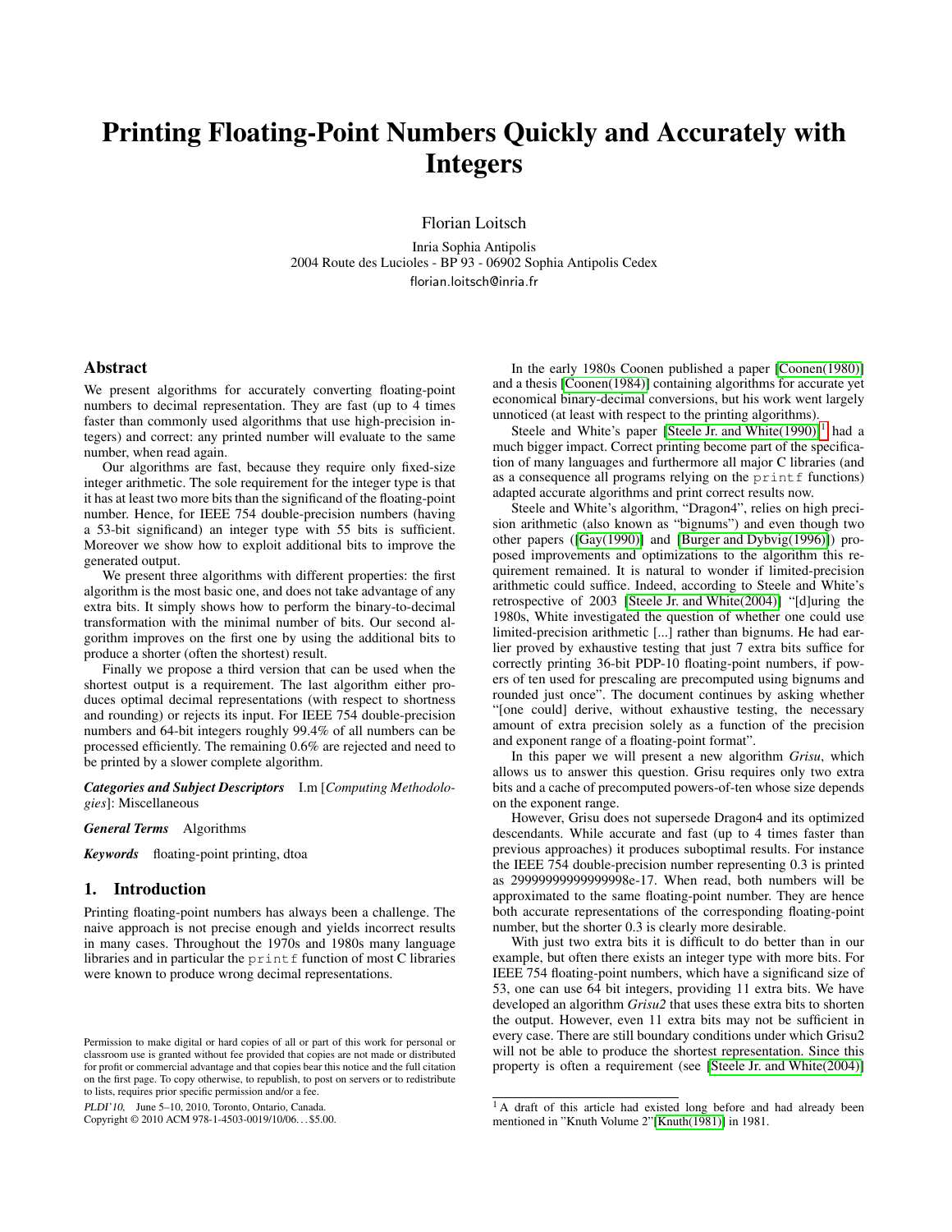# Printing Floating-Point Numbers Quickly and Accurately with Integers

Florian Loitsch

Inria Sophia Antipolis
2004 Route des Lucioles - BP 93 - 06902 Sophia Antipolis Cedex
florian.loitsch@inria.fr

## Abstract

We present algorithms for accurately converting floating-point numbers to decimal representation. They are fast (up to 4 times faster than commonly used algorithms that use high-precision integers) and correct: any printed number will evaluate to the same number, when read again.

Our algorithms are fast, because they require only fixed-size integer arithmetic. The sole requirement for the integer type is that it has at least two more bits than the significand of the floating-point number. Hence, for IEEE 754 double-precision numbers (having a 53-bit significand) an integer type with 55 bits is sufficient. Moreover we show how to exploit additional bits to improve the generated output.

We present three algorithms with different properties: the first algorithm is the most basic one, and does not take advantage of any extra bits. It simply shows how to perform the binary-to-decimal transformation with the minimal number of bits. Our second algorithm improves on the first one by using the additional bits to produce a shorter (often the shortest) result.

Finally we propose a third version that can be used when the shortest output is a requirement. The last algorithm either produces optimal decimal representations (with respect to shortness and rounding) or rejects its input. For IEEE 754 double-precision numbers and 64-bit integers roughly 99.4% of all numbers can be processed efficiently. The remaining 0.6% are rejected and need to be printed by a slower complete algorithm.

***Categories and Subject Descriptors*** I.m [*Computing Methodologies*]: Miscellaneous

***General Terms*** Algorithms

***Keywords*** floating-point printing, dtoa

## 1. Introduction

Printing floating-point numbers has always been a challenge. The naive approach is not precise enough and yields incorrect results in many cases. Throughout the 1970s and 1980s many language libraries and in particular the `printf` function of most C libraries were known to produce wrong decimal representations.

In the early 1980s Coonen published a paper [Coonen(1980)] and a thesis [Coonen(1984)] containing algorithms for accurate yet economical binary-decimal conversions, but his work went largely unnoticed (at least with respect to the printing algorithms).

Steele and White's paper [Steele Jr. and White(1990)] [1] had a much bigger impact. Correct printing become part of the specification of many languages and furthermore all major C libraries (and as a consequence all programs relying on the `printf` functions) adapted accurate algorithms and print correct results now.

Steele and White's algorithm, "Dragon4", relies on high precision arithmetic (also known as "bignums") and even though two other papers ([Gay(1990)] and [Burger and Dybvig(1996)]) proposed improvements and optimizations to the algorithm this requirement remained. It is natural to wonder if limited-precision arithmetic could suffice. Indeed, according to Steele and White's retrospective of 2003 [Steele Jr. and White(2004)] "[d]uring the 1980s, White investigated the question of whether one could use limited-precision arithmetic [...] rather than bignums. He had earlier proved by exhaustive testing that just 7 extra bits suffice for correctly printing 36-bit PDP-10 floating-point numbers, if powers of ten used for prescaling are precomputed using bignums and rounded just once". The document continues by asking whether "[one could] derive, without exhaustive testing, the necessary amount of extra precision solely as a function of the precision and exponent range of a floating-point format".

In this paper we will present a new algorithm *Grisu*, which allows us to answer this question. Grisu requires only two extra bits and a cache of precomputed powers-of-ten whose size depends on the exponent range.

However, Grisu does not supersede Dragon4 and its optimized descendants. While accurate and fast (up to 4 times faster than previous approaches) it produces suboptimal results. For instance the IEEE 754 double-precision number representing 0.3 is printed as 29999999999999998e-17. When read, both numbers will be approximated to the same floating-point number. They are hence both accurate representations of the corresponding floating-point number, but the shorter 0.3 is clearly more desirable.

With just two extra bits it is difficult to do better than in our example, but often there exists an integer type with more bits. For IEEE 754 floating-point numbers, which have a significand size of 53, one can use 64 bit integers, providing 11 extra bits. We have developed an algorithm *Grisu2* that uses these extra bits to shorten the output. However, even 11 extra bits may not be sufficient in every case. There are still boundary conditions under which Grisu2 will not be able to produce the shortest representation. Since this property is often a requirement (see [Steele Jr. and White(2004)]

[1] A draft of this article had existed long before and had already been mentioned in "Knuth Volume 2"[Knuth(1981)] in 1981.

Permission to make digital or hard copies of all or part of this work for personal or classroom use is granted without fee provided that copies are not made or distributed for profit or commercial advantage and that copies bear this notice and the full citation on the first page. To copy otherwise, to republish, to post on servers or to redistribute to lists, requires prior specific permission and/or a fee.

*PLDI'10,* June 5–10, 2010, Toronto, Ontario, Canada.
Copyright © 2010 ACM 978-1-4503-0019/10/06...$5.00.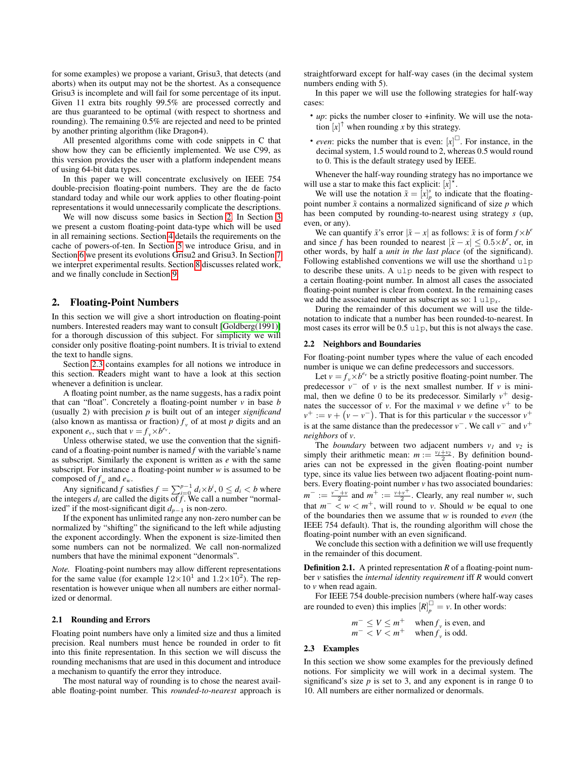for some examples) we propose a variant, Grisu3, that detects (and aborts) when its output may not be the shortest. As a consequence Grisu3 is incomplete and will fail for some percentage of its input. Given 11 extra bits roughly 99.5% are processed correctly and are thus guaranteed to be optimal (with respect to shortness and rounding). The remaining 0.5% are rejected and need to be printed by another printing algorithm (like Dragon4).

All presented algorithms come with code snippets in C that show how they can be efficiently implemented. We use C99, as this version provides the user with a platform independent means of using 64-bit data types.

In this paper we will concentrate exclusively on IEEE 754 double-precision floating-point numbers. They are the de facto standard today and while our work applies to other floating-point representations it would unnecessarily complicate the descriptions.

We will now discuss some basics in Section 2. In Section 3 we present a custom floating-point data-type which will be used in all remaining sections. Section 4 details the requirements on the cache of powers-of-ten. In Section 5 we introduce Grisu, and in Section 6 we present its evolutions Grisu2 and Grisu3. In Section 7 we interpret experimental results. Section 8 discusses related work, and we finally conclude in Section 9.

## 2. Floating-Point Numbers

In this section we will give a short introduction on floating-point numbers. Interested readers may want to consult [Goldberg(1991)] for a thorough discussion of this subject. For simplicity we will consider only positive floating-point numbers. It is trivial to extend the text to handle signs.

Section 2.3 contains examples for all notions we introduce in this section. Readers might want to have a look at this section whenever a definition is unclear.

A floating point number, as the name suggests, has a radix point that can "float". Concretely a floating-point number $v$ in base $b$ (usually 2) with precision $p$ is built out of an integer *significand* (also known as mantissa or fraction) $f_v$ of at most $p$ digits and an exponent $e_v$, such that $v = f_v \times b^{e_v}$.

Unless otherwise stated, we use the convention that the significand of a floating-point number is named $f$ with the variable's name as subscript. Similarly the exponent is written as $e$ with the same subscript. For instance a floating-point number $w$ is assumed to be composed of $f_w$ and $e_w$.

Any significand $f$ satisfies $f = \sum_{i=0}^{p-1} d_i \times b^i$, $0 \leq d_i < b$ where the integers $d_i$ are called the digits of $f$. We call a number "normalized" if the most-significant digit $d_{p-1}$ is non-zero.

If the exponent has unlimited range any non-zero number can be normalized by "shifting" the significand to the left while adjusting the exponent accordingly. When the exponent is size-limited then some numbers can not be normalized. We call non-normalized numbers that have the minimal exponent "denormals".

*Note.* Floating-point numbers may allow different representations for the same value (for example $12 \times 10^1$ and $1.2 \times 10^2$). The representation is however unique when all numbers are either normalized or denormal.

### 2.1 Rounding and Errors

Floating point numbers have only a limited size and thus a limited precision. Real numbers must hence be rounded in order to fit into this finite representation. In this section we will discuss the rounding mechanisms that are used in this document and introduce a mechanism to quantify the error they introduce.

The most natural way of rounding is to chose the nearest available floating-point number. This *rounded-to-nearest* approach is straightforward except for half-way cases (in the decimal system numbers ending with 5).

In this paper we will use the following strategies for half-way cases:

- *up*: picks the number closer to +infinity. We will use the notation $[x]^{\uparrow}$ when rounding $x$ by this strategy.
- *even*: picks the number that is even: $[x]^{\square}$. For instance, in the decimal system, 1.5 would round to 2, whereas 0.5 would round to 0. This is the default strategy used by IEEE.

Whenever the half-way rounding strategy has no importance we will use a star to make this fact explicit: $[x]^{\star}$.

We will use the notation $\tilde{x} = [x]_p^s$ to indicate that the floating-point number $\tilde{x}$ contains a normalized significand of size $p$ which has been computed by rounding-to-nearest using strategy $s$ (up, even, or any).

We can quantify $\tilde{x}$'s error $|\tilde{x} - x|$ as follows: $\tilde{x}$ is of form $f \times b^e$ and since $f$ has been rounded to nearest $|\tilde{x} - x| \leq 0.5 \times b^e$, or, in other words, by half a *unit in the last place* (of the significand). Following established conventions we will use the shorthand `ulp` to describe these units. A `ulp` needs to be given with respect to a certain floating-point number. In almost all cases the associated floating-point number is clear from context. In the remaining cases we add the associated number as subscript as so: $1\ \mathtt{ulp}_x$.

During the remainder of this document we will use the tilde-notation to indicate that a number has been rounded-to-nearest. In most cases its error will be 0.5 `ulp`, but this is not always the case.

### 2.2 Neighbors and Boundaries

For floating-point number types where the value of each encoded number is unique we can define predecessors and successors.

Let $v = f_v \times b^{e_v}$ be a strictly positive floating-point number. The predecessor $v^-$ of $v$ is the next smallest number. If $v$ is minimal, then we define 0 to be its predecessor. Similarly $v^+$ designates the successor of $v$. For the maximal $v$ we define $v^+$ to be $v^+ := v + (v - v^-)$. That is for this particular $v$ the successor $v^+$ is at the same distance than the predecessor $v^-$. We call $v^-$ and $v^+$ *neighbors* of $v$.

The *boundary* between two adjacent numbers $v_1$ and $v_2$ is simply their arithmetic mean: $m := \frac{v_1 + v_2}{2}$. By definition boundaries can not be expressed in the given floating-point number type, since its value lies between two adjacent floating-point numbers. Every floating-point number $v$ has two associated boundaries: $m^- := \frac{v^- + v}{2}$ and $m^+ := \frac{v + v^+}{2}$. Clearly, any real number $w$, such that $m^- < w < m^+$, will round to $v$. Should $w$ be equal to one of the boundaries then we assume that $w$ is rounded to *even* (the IEEE 754 default). That is, the rounding algorithm will chose the floating-point number with an even significand.

We conclude this section with a definition we will use frequently in the remainder of this document.

**Definition 2.1.** A printed representation $R$ of a floating-point number $v$ satisfies the *internal identity requirement* iff $R$ would convert to $v$ when read again.

For IEEE 754 double-precision numbers (where half-way cases are rounded to even) this implies $[R]_p^{\square} = v$. In other words:

$$
\begin{array}{ll}
m^- \leq V \leq m^+ & \text{when } f_v \text{ is even, and} \\
m^- < V < m^+ & \text{when } f_v \text{ is odd.}
\end{array}
$$

### 2.3 Examples

In this section we show some examples for the previously defined notions. For simplicity we will work in a decimal system. The significand's size $p$ is set to 3, and any exponent is in range 0 to 10. All numbers are either normalized or denormals.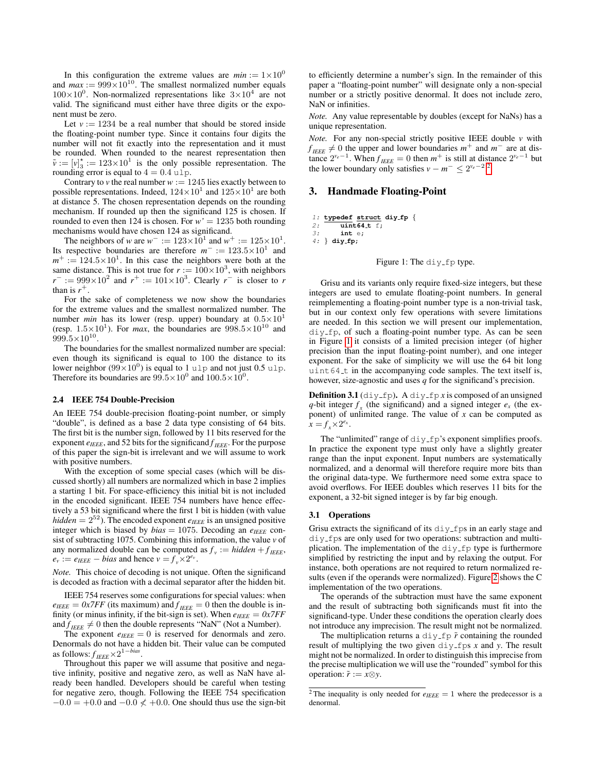In this configuration the extreme values are $min := 1{\times}10^0$ and $max := 999{\times}10^{10}$. The smallest normalized number equals $100{\times}10^0$. Non-normalized representations like $3{\times}10^4$ are not valid. The significand must either have three digits or the exponent must be zero.

Let $v := 1234$ be a real number that should be stored inside the floating-point number type. Since it contains four digits the number will not fit exactly into the representation and it must be rounded. When rounded to the nearest representation then $\tilde{v} := [v]_3^\star := 123{\times}10^1$ is the only possible representation. The rounding error is equal to $4 = 0.4$ ulp.

Contrary to $v$ the real number $w := 1245$ lies exactly between to possible representations. Indeed, $124{\times}10^1$ and $125{\times}10^1$ are both at distance 5. The chosen representation depends on the rounding mechanism. If rounded up then the significand 125 is chosen. If rounded to even then 124 is chosen. For $w' = 1235$ both rounding mechanisms would have chosen 124 as significand.

The neighbors of $w$ are $w^- := 123{\times}10^1$ and $w^+ := 125{\times}10^1$. Its respective boundaries are therefore $m^- := 123.5{\times}10^1$ and $m^+ := 124.5{\times}10^1$. In this case the neighbors were both at the same distance. This is not true for $r := 100{\times}10^3$, with neighbors $r^- := 999{\times}10^2$ and $r^+ := 101{\times}10^3$. Clearly $r^-$ is closer to $r$ than is $r^+$.

For the sake of completeness we now show the boundaries for the extreme values and the smallest normalized number. The number $min$ has its lower (resp. upper) boundary at $0.5{\times}10^1$ (resp. $1.5{\times}10^1$). For $max$, the boundaries are $998.5{\times}10^{10}$ and $999.5{\times}10^{10}$.

The boundaries for the smallest normalized number are special: even though its significand is equal to 100 the distance to its lower neighbor ($99{\times}10^0$) is equal to 1 ulp and not just 0.5 ulp. Therefore its boundaries are $99.5{\times}10^0$ and $100.5{\times}10^0$.

### 2.4 IEEE 754 Double-Precision

An IEEE 754 double-precision floating-point number, or simply "double", is defined as a base 2 data type consisting of 64 bits. The first bit is the number sign, followed by 11 bits reserved for the exponent $e_{IEEE}$, and 52 bits for the significand $f_{IEEE}$. For the purpose of this paper the sign-bit is irrelevant and we will assume to work with positive numbers.

With the exception of some special cases (which will be discussed shortly) all numbers are normalized which in base 2 implies a starting 1 bit. For space-efficiency this initial bit is not included in the encoded significant. IEEE 754 numbers have hence effectively a 53 bit significand where the first 1 bit is hidden (with value $hidden = 2^{52}$). The encoded exponent $e_{IEEE}$ is an unsigned positive integer which is biased by $bias = 1075$. Decoding an $e_{IEEE}$ consist of subtracting 1075. Combining this information, the value $v$ of any normalized double can be computed as $f_v := hidden + f_{IEEE}$, $e_v := e_{IEEE} - bias$ and hence $v = f_v{\times}2^{e_v}$.

*Note.* This choice of decoding is not unique. Often the significand is decoded as fraction with a decimal separator after the hidden bit.

IEEE 754 reserves some configurations for special values: when $e_{IEEE} = 0x7FF$ (its maximum) and $f_{IEEE} = 0$ then the double is infinity (or minus infinity, if the bit-sign is set). When $e_{IEEE} = 0x7FF$ and $f_{IEEE} \neq 0$ then the double represents "NaN" (Not a Number).

The exponent $e_{IEEE} = 0$ is reserved for denormals and zero. Denormals do not have a hidden bit. Their value can be computed as follows: $f_{IEEE}{\times}2^{1-bias}$.

Throughout this paper we will assume that positive and negative infinity, positive and negative zero, as well as NaN have already been handled. Developers should be careful when testing for negative zero, though. Following the IEEE 754 specification $-0.0 = +0.0$ and $-0.0 \not< +0.0$. One should thus use the sign-bit to efficiently determine a number's sign. In the remainder of this paper a "floating-point number" will designate only a non-special number or a strictly positive denormal. It does not include zero, NaN or infinities.

*Note.* Any value representable by doubles (except for NaNs) has a unique representation.

*Note.* For any non-special strictly positive IEEE double $v$ with $f_{IEEE} \neq 0$ the upper and lower boundaries $m^+$ and $m^-$ are at distance $2^{e_v-1}$. When $f_{IEEE} = 0$ then $m^+$ is still at distance $2^{e_v-1}$ but the lower boundary only satisfies $v - m^- \leq 2^{e_v-2}$.[2]

## 3. Handmade Floating-Point

```
1: typedef struct diy_fp {
2:     uint64_t f;
3:     int e;
4: } diy_fp;
```

Figure 1: The diy_fp type.

Grisu and its variants only require fixed-size integers, but these integers are used to emulate floating-point numbers. In general reimplementing a floating-point number type is a non-trivial task, but in our context only few operations with severe limitations are needed. In this section we will present our implementation, diy_fp, of such a floating-point number type. As can be seen in Figure 1 it consists of a limited precision integer (of higher precision than the input floating-point number), and one integer exponent. For the sake of simplicity we will use the 64 bit long uint64_t in the accompanying code samples. The text itself is, however, size-agnostic and uses $q$ for the significand's precision.

**Definition 3.1** (diy_fp)**.** A diy_fp $x$ is composed of an unsigned $q$-bit integer $f_x$ (the significand) and a signed integer $e_x$ (the exponent) of unlimited range. The value of $x$ can be computed as $x = f_x{\times}2^{e_x}$.

The "unlimited" range of diy_fp's exponent simplifies proofs. In practice the exponent type must only have a slightly greater range than the input exponent. Input numbers are systematically normalized, and a denormal will therefore require more bits than the original data-type. We furthermore need some extra space to avoid overflows. For IEEE doubles which reserves 11 bits for the exponent, a 32-bit signed integer is by far big enough.

### 3.1 Operations

Grisu extracts the significand of its diy_fps in an early stage and diy_fps are only used for two operations: subtraction and multiplication. The implementation of the diy_fp type is furthermore simplified by restricting the input and by relaxing the output. For instance, both operations are not required to return normalized results (even if the operands were normalized). Figure 2 shows the C implementation of the two operations.

The operands of the subtraction must have the same exponent and the result of subtracting both significands must fit into the significand-type. Under these conditions the operation clearly does not introduce any imprecision. The result might not be normalized.

The multiplication returns a diy_fp $\tilde{r}$ containing the rounded result of multiplying the two given diy_fps $x$ and $y$. The result might not be normalized. In order to distinguish this imprecise from the precise multiplication we will use the "rounded" symbol for this operation: $\tilde{r} := x \otimes y$.

[2] The inequality is only needed for $e_{IEEE} = 1$ where the predecessor is a denormal.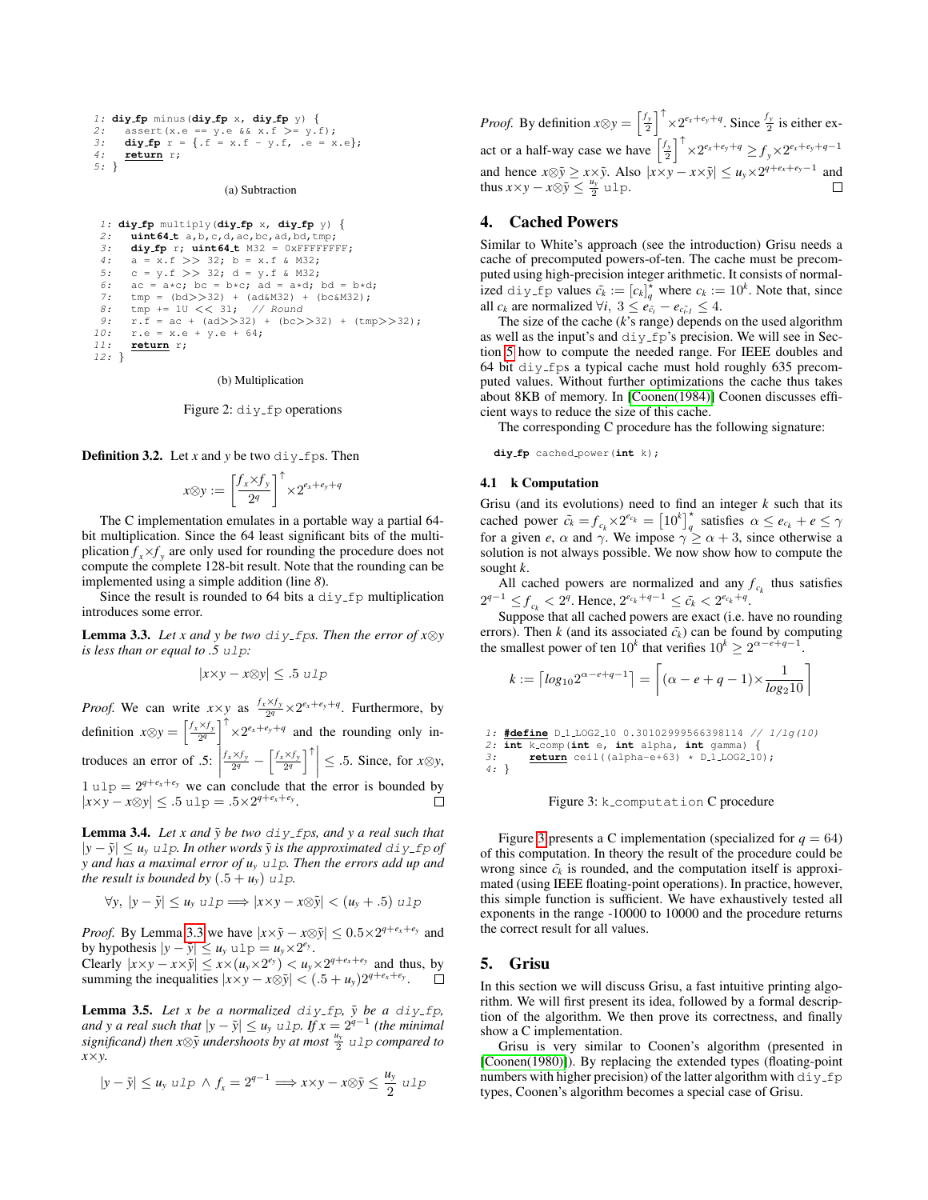```
1: diy_fp minus(diy_fp x, diy_fp y) {
2:   assert(x.e == y.e && x.f >= y.f);
3:   diy_fp r = {.f = x.f - y.f, .e = x.e};
4:   return r;
5: }
```

(a) Subtraction

```
 1: diy_fp multiply(diy_fp x, diy_fp y) {
 2:   uint64_t a,b,c,d,ac,bc,ad,bd,tmp;
 3:   diy_fp r; uint64_t M32 = 0xFFFFFFFF;
 4:   a = x.f >> 32; b = x.f & M32;
 5:   c = y.f >> 32; d = y.f & M32;
 6:   ac = a*c; bc = b*c; ad = a*d; bd = b*d;
 7:   tmp = (bd>>32) + (ad&M32) + (bc&M32);
 8:   tmp += 1U << 31;  // Round
 9:   r.f = ac + (ad>>32) + (bc>>32) + (tmp>>32);
10:   r.e = x.e + y.e + 64;
11:   return r;
12: }
```

(b) Multiplication

Figure 2: diy_fp operations

**Definition 3.2.** Let *x* and *y* be two diy_fps. Then

$$x \otimes y := \left[\frac{f_x \times f_y}{2^q}\right]^{\uparrow} \times 2^{e_x+e_y+q}$$

The C implementation emulates in a portable way a partial 64-bit multiplication. Since the 64 least significant bits of the multiplication $f_x \times f_y$ are only used for rounding the procedure does not compute the complete 128-bit result. Note that the rounding can be implemented using a simple addition (line *8*).

Since the result is rounded to 64 bits a diy_fp multiplication introduces some error.

**Lemma 3.3.** *Let x and y be two diy_fps. Then the error of $x \otimes y$ is less than or equal to .5 ulp:*

$$|x \times y - x \otimes y| \leq .5 \text{ ulp}$$

*Proof.* We can write $x \times y$ as $\frac{f_x \times f_y}{2^q} \times 2^{e_x+e_y+q}$. Furthermore, by definition $x \otimes y = \left[\frac{f_x \times f_y}{2^q}\right]^{\uparrow} \times 2^{e_x+e_y+q}$ and the rounding only introduces an error of .5: $\left|\frac{f_x \times f_y}{2^q} - \left[\frac{f_x \times f_y}{2^q}\right]^{\uparrow}\right| \leq .5$. Since, for $x \otimes y$, $1 \text{ ulp} = 2^{q+e_x+e_y}$ we can conclude that the error is bounded by $|x \times y - x \otimes y| \leq .5 \text{ ulp} = .5 \times 2^{q+e_x+e_y}$. ◻

**Lemma 3.4.** *Let x and $\tilde{y}$ be two diy_fps, and y a real such that $|y - \tilde{y}| \leq u_y$ ulp. In other words $\tilde{y}$ is the approximated diy_fp of y and has a maximal error of $u_y$ ulp. Then the errors add up and the result is bounded by $(.5 + u_y)$ ulp.*

$$\forall y,\ |y - \tilde{y}| \leq u_y \text{ ulp} \Longrightarrow |x \times y - x \otimes \tilde{y}| < (u_y + .5) \text{ ulp}$$

*Proof.* By Lemma 3.3 we have $|x \times \tilde{y} - x \otimes \tilde{y}| \leq 0.5 \times 2^{q+e_x+e_y}$ and by hypothesis $|y - \tilde{y}| \leq u_y \text{ ulp} = u_y \times 2^{e_y}$.
Clearly $|x \times y - x \times \tilde{y}| \leq x \times (u_y \times 2^{e_y}) < u_y \times 2^{q+e_x+e_y}$ and thus, by summing the inequalities $|x \times y - x \otimes \tilde{y}| < (.5 + u_y) 2^{q+e_x+e_y}$. ◻

**Lemma 3.5.** *Let x be a normalized diy_fp, $\tilde{y}$ be a diy_fp, and y a real such that $|y - \tilde{y}| \leq u_y$ ulp. If $x = 2^{q-1}$ (the minimal significand) then $x \otimes \tilde{y}$ undershoots by at most $\frac{u_y}{2}$ ulp compared to $x \times y$.*

$$|y - \tilde{y}| \leq u_y \text{ ulp} \wedge f_x = 2^{q-1} \Longrightarrow x \times y - x \otimes \tilde{y} \leq \frac{u_y}{2} \text{ ulp}$$

*Proof.* By definition $x \otimes y = \left[\frac{f_y}{2}\right]^{\uparrow} \times 2^{e_x+e_y+q}$. Since $\frac{f_y}{2}$ is either exact or a half-way case we have $\left[\frac{f_y}{2}\right]^{\uparrow} \times 2^{e_x+e_y+q} \geq f_y \times 2^{e_x+e_y+q-1}$ and hence $x \otimes \tilde{y} \geq x \times \tilde{y}$. Also $|x \times y - x \times \tilde{y}| \leq u_y \times 2^{q+e_x+e_y-1}$ and thus $x \times y - x \otimes \tilde{y} \leq \frac{u_y}{2}$ ulp. ◻

## 4. Cached Powers

Similar to White's approach (see the introduction) Grisu needs a cache of precomputed powers-of-ten. The cache must be precomputed using high-precision integer arithmetic. It consists of normalized diy_fp values $\tilde{c}_k := [c_k]^{\star}_q$ where $c_k := 10^k$. Note that, since all $c_k$ are normalized $\forall i,\ 3 \leq e_{\tilde{c}_i} - e_{\tilde{c}_{i-1}} \leq 4$.

The size of the cache ($k$'s range) depends on the used algorithm as well as the input's and diy_fp's precision. We will see in Section 5 how to compute the needed range. For IEEE doubles and 64 bit diy_fps a typical cache must hold roughly 635 precomputed values. Without further optimizations the cache thus takes about 8KB of memory. In [Coonen(1984)] Coonen discusses efficient ways to reduce the size of this cache.

The corresponding C procedure has the following signature:

```
diy_fp cached_power(int k);
```

### 4.1 k Computation

Grisu (and its evolutions) need to find an integer $k$ such that its cached power $\tilde{c}_k = f_{c_k} \times 2^{e_{c_k}} = \left[10^k\right]^{\star}_q$ satisfies $\alpha \leq e_{c_k} + e \leq \gamma$ for a given $e$, $\alpha$ and $\gamma$. We impose $\gamma \geq \alpha + 3$, since otherwise a solution is not always possible. We now show how to compute the sought $k$.

All cached powers are normalized and any $f_{c_k}$ thus satisfies $2^{q-1} \leq f_{c_k} < 2^q$. Hence, $2^{e_{c_k}+q-1} \leq \tilde{c}_k < 2^{e_{c_k}+q}$.

Suppose that all cached powers are exact (i.e. have no rounding errors). Then $k$ (and its associated $\tilde{c}_k$) can be found by computing the smallest power of ten $10^k$ that verifies $10^k \geq 2^{\alpha-e+q-1}$.

$$k := \left\lceil log_{10} 2^{\alpha-e+q-1} \right\rceil = \left\lceil (\alpha - e + q - 1) \times \frac{1}{log_2 10} \right\rceil$$

```
1: #define D_1_LOG2_10 0.30102999566398114 // 1/lg(10)
2: int k_comp(int e, int alpha, int gamma) {
3:     return ceil((alpha-e+63) * D_1_LOG2_10);
4: }
```

Figure 3: k_computation C procedure

Figure 3 presents a C implementation (specialized for $q = 64$) of this computation. In theory the result of the procedure could be wrong since $\tilde{c}_k$ is rounded, and the computation itself is approximated (using IEEE floating-point operations). In practice, however, this simple function is sufficient. We have exhaustively tested all exponents in the range -10000 to 10000 and the procedure returns the correct result for all values.

## 5. Grisu

In this section we will discuss Grisu, a fast intuitive printing algorithm. We will first present its idea, followed by a formal description of the algorithm. We then prove its correctness, and finally show a C implementation.

Grisu is very similar to Coonen's algorithm (presented in [Coonen(1980)]). By replacing the extended types (floating-point numbers with higher precision) of the latter algorithm with diy_fp types, Coonen's algorithm becomes a special case of Grisu.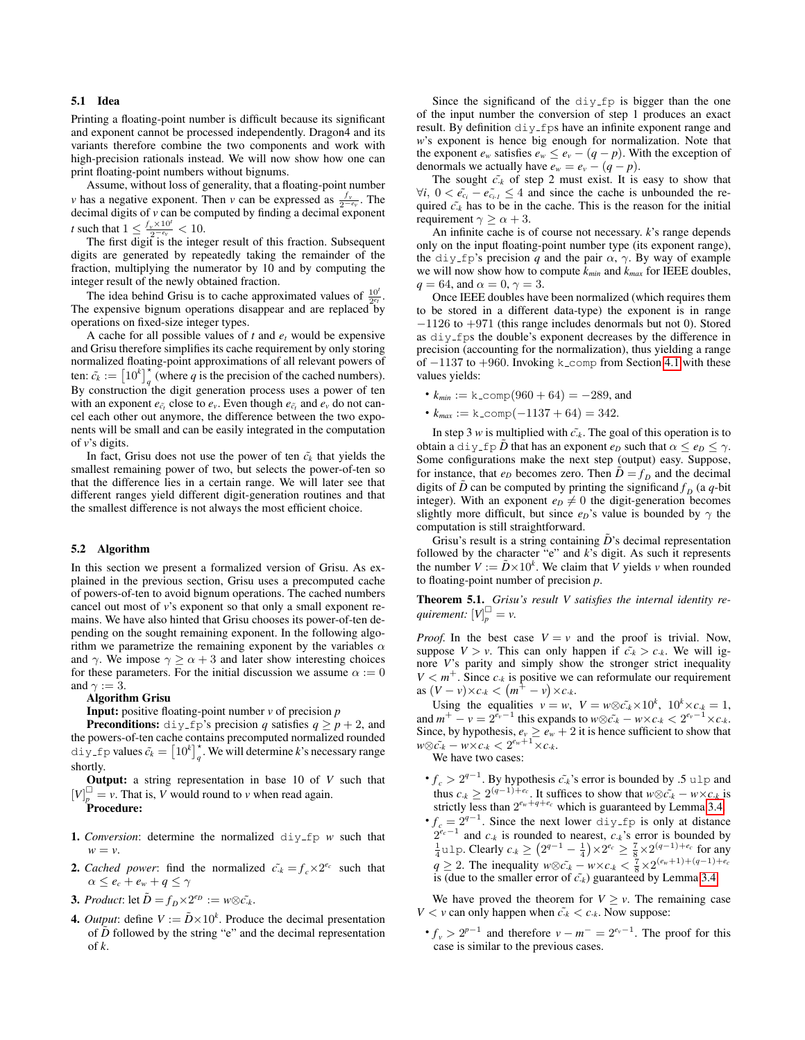### 5.1 Idea

Printing a floating-point number is difficult because its significant and exponent cannot be processed independently. Dragon4 and its variants therefore combine the two components and work with high-precision rationals instead. We will now show how one can print floating-point numbers without bignums.

Assume, without loss of generality, that a floating-point number $v$ has a negative exponent. Then $v$ can be expressed as $\frac{f_v}{2^{-e_v}}$. The decimal digits of $v$ can be computed by finding a decimal exponent $t$ such that $1 \leq \frac{f_v \times 10^t}{2^{-e_v}} < 10$.

The first digit is the integer result of this fraction. Subsequent digits are generated by repeatedly taking the remainder of the fraction, multiplying the numerator by 10 and by computing the integer result of the newly obtained fraction.

The idea behind Grisu is to cache approximated values of $\frac{10^t}{2^{e_t}}$. The expensive bignum operations disappear and are replaced by operations on fixed-size integer types.

A cache for all possible values of $t$ and $e_t$ would be expensive and Grisu therefore simplifies its cache requirement by only storing normalized floating-point approximations of all relevant powers of ten: $\tilde{c}_k := \left[10^k\right]_q^\star$ (where $q$ is the precision of the cached numbers). By construction the digit generation process uses a power of ten with an exponent $e_{\tilde{c}_i}$ close to $e_v$. Even though $e_{\tilde{c}_i}$ and $e_v$ do not cancel each other out anymore, the difference between the two exponents will be small and can be easily integrated in the computation of $v$'s digits.

In fact, Grisu does not use the power of ten $\tilde{c}_k$ that yields the smallest remaining power of two, but selects the power-of-ten so that the difference lies in a certain range. We will later see that different ranges yield different digit-generation routines and that the smallest difference is not always the most efficient choice.

### 5.2 Algorithm

In this section we present a formalized version of Grisu. As explained in the previous section, Grisu uses a precomputed cache of powers-of-ten to avoid bignum operations. The cached numbers cancel out most of $v$'s exponent so that only a small exponent remains. We have also hinted that Grisu chooses its power-of-ten depending on the sought remaining exponent. In the following algorithm we parametrize the remaining exponent by the variables $\alpha$ and $\gamma$. We impose $\gamma \geq \alpha + 3$ and later show interesting choices for these parameters. For the initial discussion we assume $\alpha := 0$ and $\gamma := 3$.

**Algorithm Grisu**

**Input:** positive floating-point number $v$ of precision $p$

**Preconditions:** diy_fp's precision $q$ satisfies $q \geq p + 2$, and the powers-of-ten cache contains precomputed normalized rounded diy_fp values $\tilde{c}_k = \left[10^k\right]_q^\star$. We will determine $k$'s necessary range shortly.

**Output:** a string representation in base 10 of $V$ such that $[V]_p^\square = v$. That is, $V$ would round to $v$ when read again.

**Procedure:**

1. *Conversion*: determine the normalized diy_fp $w$ such that $w = v$.
2. *Cached power*: find the normalized $\tilde{c}_{\text{-}k} = f_c \times 2^{e_c}$ such that $\alpha \leq e_c + e_w + q \leq \gamma$
3. *Product*: let $\tilde{D} = f_D \times 2^{e_D} := w \otimes \tilde{c}_{\text{-}k}$.
4. *Output*: define $V := \tilde{D} \times 10^k$. Produce the decimal presentation of $\tilde{D}$ followed by the string "e" and the decimal representation of $k$.

Since the significand of the diy_fp is bigger than the one of the input number the conversion of step 1 produces an exact result. By definition diy_fps have an infinite exponent range and $w$'s exponent is hence big enough for normalization. Note that the exponent $e_w$ satisfies $e_w \leq e_v - (q - p)$. With the exception of denormals we actually have $e_w = e_v - (q - p)$.

The sought $\tilde{c}_{\text{-}k}$ of step 2 must exist. It is easy to show that $\forall i,\ 0 < e_{\tilde{c}_i} - e_{\tilde{c}_{i\text{-}1}} \leq 4$ and since the cache is unbounded the required $\tilde{c}_{\text{-}k}$ has to be in the cache. This is the reason for the initial requirement $\gamma \geq \alpha + 3$.

An infinite cache is of course not necessary. $k$'s range depends only on the input floating-point number type (its exponent range), the diy_fp's precision $q$ and the pair $\alpha$, $\gamma$. By way of example we will now show how to compute $k_{min}$ and $k_{max}$ for IEEE doubles, $q = 64$, and $\alpha = 0$, $\gamma = 3$.

Once IEEE doubles have been normalized (which requires them to be stored in a different data-type) the exponent is in range $-1126$ to $+971$ (this range includes denormals but not 0). Stored as diy_fps the double's exponent decreases by the difference in precision (accounting for the normalization), thus yielding a range of $-1137$ to $+960$. Invoking k_comp from Section 4.1 with these values yields:

- $k_{min} :=$ k_comp$(960 + 64) = -289$, and
- $k_{max} :=$ k_comp$(-1137 + 64) = 342$.

In step 3 $w$ is multiplied with $\tilde{c}_{\text{-}k}$. The goal of this operation is to obtain a diy_fp $\tilde{D}$ that has an exponent $e_D$ such that $\alpha \leq e_D \leq \gamma$. Some configurations make the next step (output) easy. Suppose, for instance, that $e_D$ becomes zero. Then $\tilde{D} = f_D$ and the decimal digits of $\tilde{D}$ can be computed by printing the significand $f_D$ (a $q$-bit integer). With an exponent $e_D \neq 0$ the digit-generation becomes slightly more difficult, but since $e_D$'s value is bounded by $\gamma$ the computation is still straightforward.

Grisu's result is a string containing $\tilde{D}$'s decimal representation followed by the character "e" and $k$'s digit. As such it represents the number $V := \tilde{D} \times 10^k$. We claim that $V$ yields $v$ when rounded to floating-point number of precision $p$.

**Theorem 5.1.** *Grisu's result $V$ satisfies the internal identity requirement: $[V]_p^\square = v$.*

*Proof.* In the best case $V = v$ and the proof is trivial. Now, suppose $V > v$. This can only happen if $\tilde{c}_{\text{-}k} > c_{\text{-}k}$. We will ignore $V$'s parity and simply show the stronger strict inequality $V < m^+$. Since $c_{\text{-}k}$ is positive we can reformulate our requirement as $(V - v) \times c_{\text{-}k} < (m^+ - v) \times c_{\text{-}k}$.

Using the equalities $v = w$, $V = w \otimes \tilde{c}_{\text{-}k} \times 10^k$, $10^k \times c_{\text{-}k} = 1$, and $m^+ - v = 2^{e_v - 1}$ this expands to $w \otimes \tilde{c}_{\text{-}k} - w \times c_{\text{-}k} < 2^{e_v - 1} \times c_{\text{-}k}$. Since, by hypothesis, $e_v \geq e_w + 2$ it is hence sufficient to show that $w \otimes \tilde{c}_{\text{-}k} - w \times c_{\text{-}k} < 2^{e_w + 1} \times c_{\text{-}k}$.

We have two cases:

- $f_c > 2^{q-1}$. By hypothesis $\tilde{c}_{\text{-}k}$'s error is bounded by .5 ulp and thus $c_{\text{-}k} \geq 2^{(q-1)+e_c}$. It suffices to show that $w \otimes \tilde{c}_{\text{-}k} - w \times c_{\text{-}k}$ is strictly less than $2^{e_w + q + e_c}$ which is guaranteed by Lemma 3.4.
- $f_c = 2^{q-1}$. Since the next lower diy_fp is only at distance $2^{e_c - 1}$ and $c_{\text{-}k}$ is rounded to nearest, $c_{\text{-}k}$'s error is bounded by $\frac{1}{4}$ulp. Clearly $c_{\text{-}k} \geq \left(2^{q-1} - \frac{1}{4}\right) \times 2^{e_c} \geq \frac{7}{8} \times 2^{(q-1)+e_c}$ for any $q \geq 2$. The inequality $w \otimes \tilde{c}_{\text{-}k} - w \times c_{\text{-}k} < \frac{7}{8} \times 2^{(e_w+1)+(q-1)+e_c}$ is (due to the smaller error of $\tilde{c}_{\text{-}k}$) guaranteed by Lemma 3.4.

We have proved the theorem for $V \geq v$. The remaining case $V < v$ can only happen when $\tilde{c}_{\text{-}k} < c_{\text{-}k}$. Now suppose:

- $f_v > 2^{p-1}$ and therefore $v - m^- = 2^{e_v - 1}$. The proof for this case is similar to the previous cases.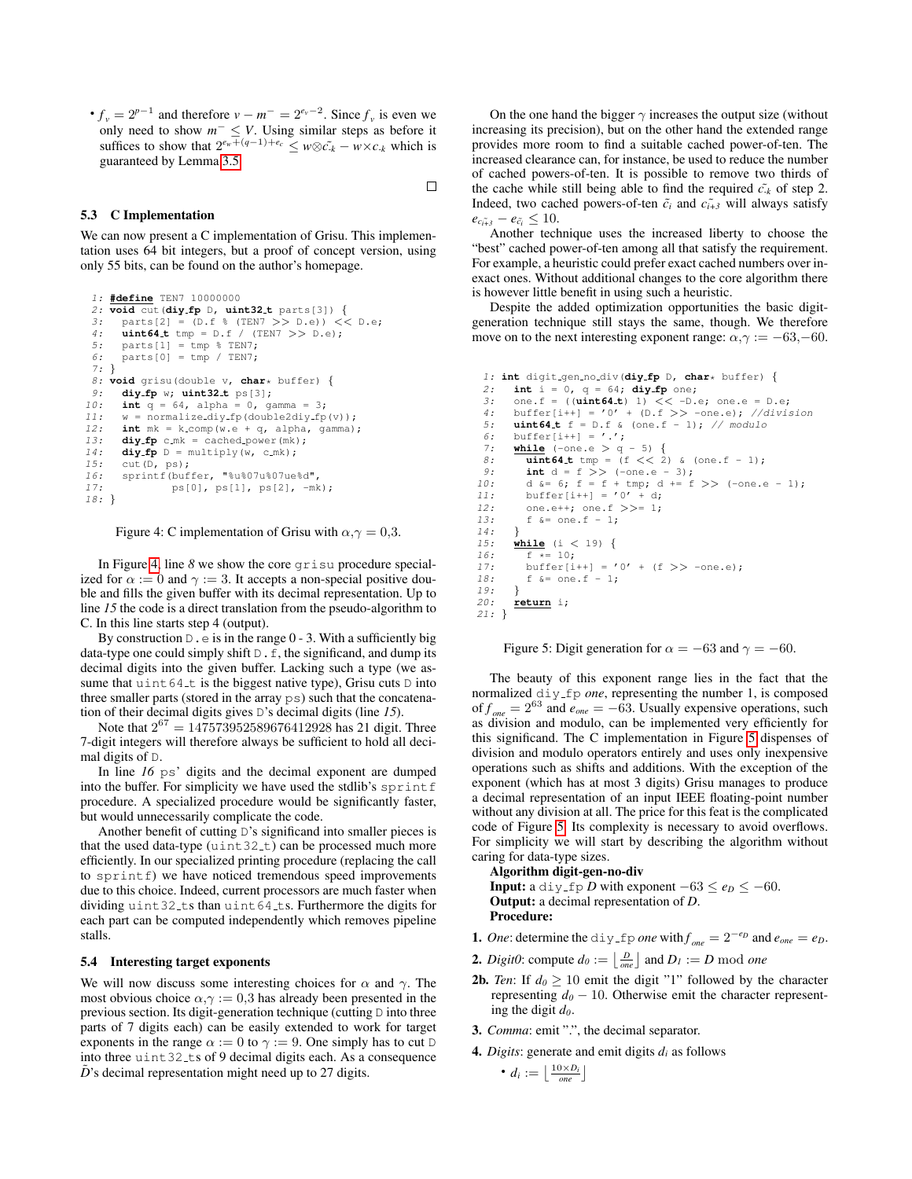- $f_v = 2^{p-1}$ and therefore $v - m^- = 2^{e_v-2}$. Since $f_v$ is even we only need to show $m^- \le V$. Using similar steps as before it suffices to show that $2^{e_w+(q-1)+e_c} \le w \otimes \tilde{c_k} - w \times c_k$ which is guaranteed by Lemma 3.5.

□

### 5.3 C Implementation

We can now present a C implementation of Grisu. This implementation uses 64 bit integers, but a proof of concept version, using only 55 bits, can be found on the author's homepage.

```
 1: #define TEN7 10000000
 2: void cut(diy_fp D, uint32_t parts[3]) {
 3:   parts[2] = (D.f % (TEN7 >> D.e)) << D.e;
 4:   uint64_t tmp = D.f / (TEN7 >> D.e);
 5:   parts[1] = tmp % TEN7;
 6:   parts[0] = tmp / TEN7;
 7: }
 8: void grisu(double v, char* buffer) {
 9:   diy_fp w; uint32_t ps[3];
10:   int q = 64, alpha = 0, gamma = 3;
11:   w = normalize_diy_fp(double2diy_fp(v));
12:   int mk = k_comp(w.e + q, alpha, gamma);
13:   diy_fp c_mk = cached_power(mk);
14:   diy_fp D = multiply(w, c_mk);
15:   cut(D, ps);
16:   sprintf(buffer, "%u%07u%07ue%d",
17:           ps[0], ps[1], ps[2], -mk);
18: }
```

Figure 4: C implementation of Grisu with $\alpha,\gamma = 0,3$.

In Figure 4, line *8* we show the core `grisu` procedure specialized for $\alpha := 0$ and $\gamma := 3$. It accepts a non-special positive double and fills the given buffer with its decimal representation. Up to line *15* the code is a direct translation from the pseudo-algorithm to C. In this line starts step 4 (output).

By construction `D.e` is in the range 0 - 3. With a sufficiently big data-type one could simply shift `D.f`, the significand, and dump its decimal digits into the given buffer. Lacking such a type (we assume that `uint64_t` is the biggest native type), Grisu cuts `D` into three smaller parts (stored in the array `ps`) such that the concatenation of their decimal digits gives `D`'s decimal digits (line *15*).

Note that $2^{67} = 147573952589676412928$ has 21 digit. Three 7-digit integers will therefore always be sufficient to hold all decimal digits of `D`.

In line *16* `ps`' digits and the decimal exponent are dumped into the buffer. For simplicity we have used the stdlib's `sprintf` procedure. A specialized procedure would be significantly faster, but would unnecessarily complicate the code.

Another benefit of cutting `D`'s significand into smaller pieces is that the used data-type (`uint32_t`) can be processed much more efficiently. In our specialized printing procedure (replacing the call to `sprintf`) we have noticed tremendous speed improvements due to this choice. Indeed, current processors are much faster when dividing `uint32_t`s than `uint64_t`s. Furthermore the digits for each part can be computed independently which removes pipeline stalls.

### 5.4 Interesting target exponents

We will now discuss some interesting choices for $\alpha$ and $\gamma$. The most obvious choice $\alpha,\gamma := 0,3$ has already been presented in the previous section. Its digit-generation technique (cutting `D` into three parts of 7 digits each) can be easily extended to work for target exponents in the range $\alpha := 0$ to $\gamma := 9$. One simply has to cut `D` into three `uint32_t`s of 9 decimal digits each. As a consequence $\tilde{D}$'s decimal representation might need up to 27 digits.

On the one hand the bigger $\gamma$ increases the output size (without increasing its precision), but on the other hand the extended range provides more room to find a suitable cached power-of-ten. The increased clearance can, for instance, be used to reduce the number of cached powers-of-ten. It is possible to remove two thirds of the cache while still being able to find the required $\tilde{c_k}$ of step 2. Indeed, two cached powers-of-ten $\tilde{c_i}$ and $\tilde{c_{i+3}}$ will always satisfy $e_{\tilde{c_{i+3}}} - e_{\tilde{c_i}} \le 10$.

Another technique uses the increased liberty to choose the "best" cached power-of-ten among all that satisfy the requirement. For example, a heuristic could prefer exact cached numbers over inexact ones. Without additional changes to the core algorithm there is however little benefit in using such a heuristic.

Despite the added optimization opportunities the basic digit-generation technique still stays the same, though. We therefore move on to the next interesting exponent range: $\alpha,\gamma := -63,-60$.

```
 1: int digit_gen_no_div(diy_fp D, char* buffer) {
 2:   int i = 0, q = 64; diy_fp one;
 3:   one.f = ((uint64_t) 1) << -D.e; one.e = D.e;
 4:   buffer[i++] = '0' + (D.f >> -one.e); //division
 5:   uint64_t f = D.f & (one.f - 1); // modulo
 6:   buffer[i++] = '.';
 7:   while (-one.e > q - 5) {
 8:     uint64_t tmp = (f << 2) & (one.f - 1);
 9:     int d = f >> (-one.e - 3);
10:     d &= 6; f = f + tmp; d += f >> (-one.e - 1);
11:     buffer[i++] = '0' + d;
12:     one.e++; one.f >>= 1;
13:     f &= one.f - 1;
14:   }
15:   while (i < 19) {
16:     f *= 10;
17:     buffer[i++] = '0' + (f >> -one.e);
18:     f &= one.f - 1;
19:   }
20:   return i;
21: }
```

Figure 5: Digit generation for $\alpha = -63$ and $\gamma = -60$.

The beauty of this exponent range lies in the fact that the normalized `diy_fp` *one*, representing the number 1, is composed of $f_{one} = 2^{63}$ and $e_{one} = -63$. Usually expensive operations, such as division and modulo, can be implemented very efficiently for this significand. The C implementation in Figure 5 dispenses of division and modulo operators entirely and uses only inexpensive operations such as shifts and additions. With the exception of the exponent (which has at most 3 digits) Grisu manages to produce a decimal representation of an input IEEE floating-point number without any division at all. The price for this feat is the complicated code of Figure 5. Its complexity is necessary to avoid overflows. For simplicity we will start by describing the algorithm without caring for data-type sizes.

**Algorithm digit-gen-no-div**
**Input:** a `diy_fp` *D* with exponent $-63 \le e_D \le -60$.
**Output:** a decimal representation of *D*.
**Procedure:**

1. *One*: determine the `diy_fp` *one* with $f_{one} = 2^{-e_D}$ and $e_{one} = e_D$.
2. *Digit0*: compute $d_0 := \lfloor \frac{D}{one} \rfloor$ and $D_1 := D \bmod one$

**2b.** *Ten*: If $d_0 \ge 10$ emit the digit "1" followed by the character representing $d_0 - 10$. Otherwise emit the character representing the digit $d_0$.

3. *Comma*: emit ".", the decimal separator.
4. *Digits*: generate and emit digits $d_i$ as follows
   - $d_i := \lfloor \frac{10 \times D_i}{one} \rfloor$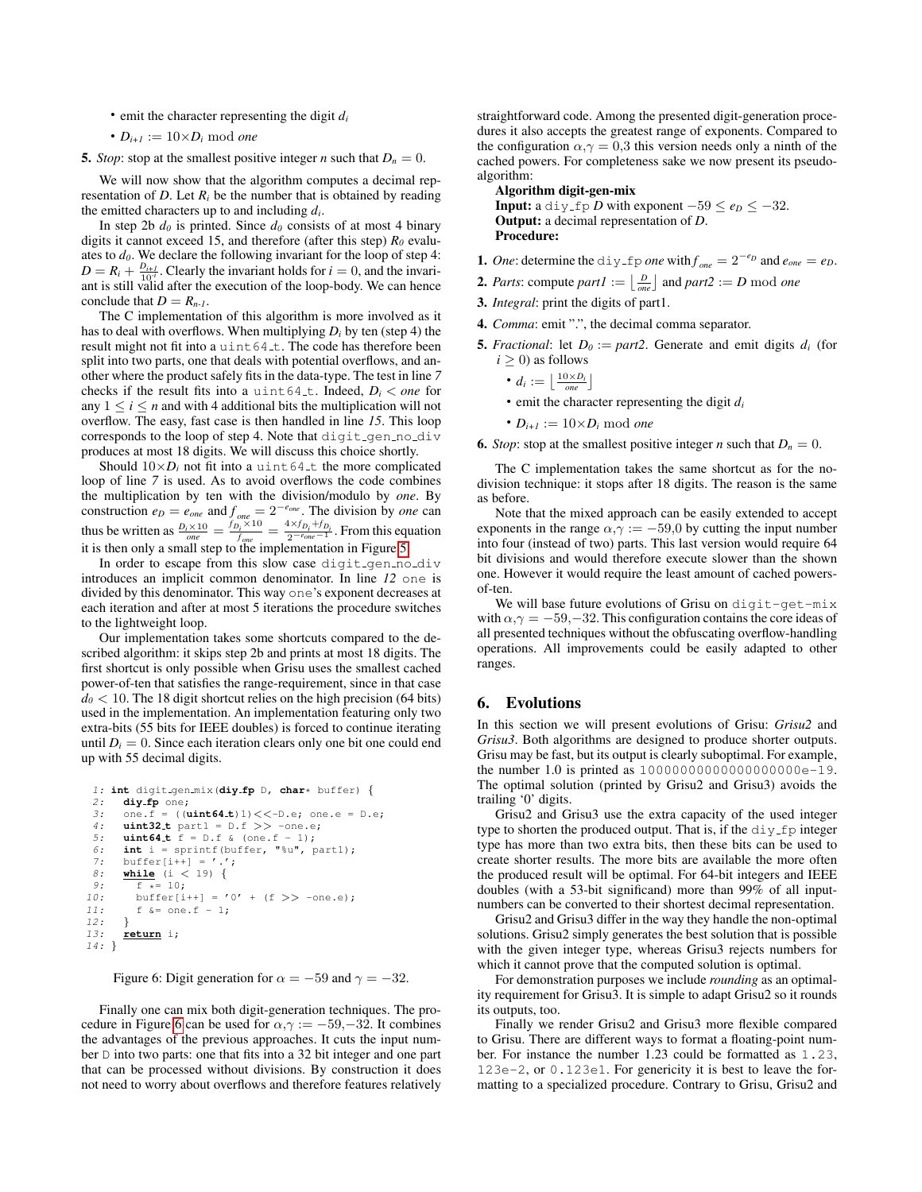- emit the character representing the digit $d_i$
- $D_{i+1} := 10 \times D_i \bmod one$

**5.** *Stop*: stop at the smallest positive integer $n$ such that $D_n = 0$.

We will now show that the algorithm computes a decimal representation of $D$. Let $R_i$ be the number that is obtained by reading the emitted characters up to and including $d_i$.

In step 2b $d_0$ is printed. Since $d_0$ consists of at most 4 binary digits it cannot exceed 15, and therefore (after this step) $R_0$ evaluates to $d_0$. We declare the following invariant for the loop of step 4: $D = R_i + \frac{D_{i+1}}{10^i}$. Clearly the invariant holds for $i = 0$, and the invariant is still valid after the execution of the loop-body. We can hence conclude that $D = R_{n-1}$.

The C implementation of this algorithm is more involved as it has to deal with overflows. When multiplying $D_i$ by ten (step 4) the result might not fit into a `uint64_t`. The code has therefore been split into two parts, one that deals with potential overflows, and another where the product safely fits in the data-type. The test in line *7* checks if the result fits into a `uint64_t`. Indeed, $D_i < one$ for any $1 \leq i \leq n$ and with 4 additional bits the multiplication will not overflow. The easy, fast case is then handled in line *15*. This loop corresponds to the loop of step 4. Note that `digit_gen_no_div` produces at most 18 digits. We will discuss this choice shortly.

Should $10 \times D_i$ not fit into a `uint64_t` the more complicated loop of line *7* is used. As to avoid overflows the code combines the multiplication by ten with the division/modulo by *one*. By construction $e_D = e_{one}$ and $f_{one} = 2^{-e_{one}}$. The division by *one* can thus be written as $\frac{D_i \times 10}{one} = \frac{f_{D_i} \times 10}{f_{one}} = \frac{4 \times f_{D_i} + f_{D_i}}{2^{-e_{one}-1}}$. From this equation it is then only a small step to the implementation in Figure 5.

In order to escape from this slow case `digit_gen_no_div` introduces an implicit common denominator. In line *12* `one` is divided by this denominator. This way `one`'s exponent decreases at each iteration and after at most 5 iterations the procedure switches to the lightweight loop.

Our implementation takes some shortcuts compared to the described algorithm: it skips step 2b and prints at most 18 digits. The first shortcut is only possible when Grisu uses the smallest cached power-of-ten that satisfies the range-requirement, since in that case $d_0 < 10$. The 18 digit shortcut relies on the high precision (64 bits) used in the implementation. An implementation featuring only two extra-bits (55 bits for IEEE doubles) is forced to continue iterating until $D_i = 0$. Since each iteration clears only one bit one could end up with 55 decimal digits.

```
1: int digit_gen_mix(diy_fp D, char* buffer) {
2:   diy_fp one;
3:   one.f = ((uint64_t)1)<<-D.e; one.e = D.e;
4:   uint32_t part1 = D.f >> -one.e;
5:   uint64_t f = D.f & (one.f - 1);
6:   int i = sprintf(buffer, "%u", part1);
7:   buffer[i++] = '.';
8:   while (i < 19) {
9:     f *= 10;
10:    buffer[i++] = '0' + (f >> -one.e);
11:    f &= one.f - 1;
12:  }
13:  return i;
14: }
```

Figure 6: Digit generation for $\alpha = -59$ and $\gamma = -32$.

Finally one can mix both digit-generation techniques. The procedure in Figure 6 can be used for $\alpha, \gamma := -59, -32$. It combines the advantages of the previous approaches. It cuts the input number `D` into two parts: one that fits into a 32 bit integer and one part that can be processed without divisions. By construction it does not need to worry about overflows and therefore features relatively straightforward code. Among the presented digit-generation procedures it also accepts the greatest range of exponents. Compared to the configuration $\alpha, \gamma = 0, 3$ this version needs only a ninth of the cached powers. For completeness sake we now present its pseudo-algorithm:

**Algorithm digit-gen-mix**
**Input:** a `diy_fp` $D$ with exponent $-59 \leq e_D \leq -32$.
**Output:** a decimal representation of $D$.
**Procedure:**

**1.** *One*: determine the `diy_fp` *one* with $f_{one} = 2^{-e_D}$ and $e_{one} = e_D$.

**2.** *Parts*: compute $part1 := \left\lfloor \frac{D}{one} \right\rfloor$ and $part2 := D \bmod one$

**3.** *Integral*: print the digits of part1.

**4.** *Comma*: emit ".", the decimal comma separator.

**5.** *Fractional*: let $D_0 := part2$. Generate and emit digits $d_i$ (for $i \geq 0$) as follows
- $d_i := \left\lfloor \frac{10 \times D_i}{one} \right\rfloor$
- emit the character representing the digit $d_i$
- $D_{i+1} := 10 \times D_i \bmod one$

**6.** *Stop*: stop at the smallest positive integer $n$ such that $D_n = 0$.

The C implementation takes the same shortcut as for the no-division technique: it stops after 18 digits. The reason is the same as before.

Note that the mixed approach can be easily extended to accept exponents in the range $\alpha, \gamma := -59, 0$ by cutting the input number into four (instead of two) parts. This last version would require 64 bit divisions and would therefore execute slower than the shown one. However it would require the least amount of cached powers-of-ten.

We will base future evolutions of Grisu on `digit-get-mix` with $\alpha, \gamma = -59, -32$. This configuration contains the core ideas of all presented techniques without the obfuscating overflow-handling operations. All improvements could be easily adapted to other ranges.

## 6. Evolutions

In this section we will present evolutions of Grisu: *Grisu2* and *Grisu3*. Both algorithms are designed to produce shorter outputs. Grisu may be fast, but its output is clearly suboptimal. For example, the number 1.0 is printed as `10000000000000000000e-19`. The optimal solution (printed by Grisu2 and Grisu3) avoids the trailing '0' digits.

Grisu2 and Grisu3 use the extra capacity of the used integer type to shorten the produced output. That is, if the `diy_fp` integer type has more than two extra bits, then these bits can be used to create shorter results. The more bits are available the more often the produced result will be optimal. For 64-bit integers and IEEE doubles (with a 53-bit significand) more than 99% of all input-numbers can be converted to their shortest decimal representation.

Grisu2 and Grisu3 differ in the way they handle the non-optimal solutions. Grisu2 simply generates the best solution that is possible with the given integer type, whereas Grisu3 rejects numbers for which it cannot prove that the computed solution is optimal.

For demonstration purposes we include *rounding* as an optimality requirement for Grisu3. It is simple to adapt Grisu2 so it rounds its outputs, too.

Finally we render Grisu2 and Grisu3 more flexible compared to Grisu. There are different ways to format a floating-point number. For instance the number 1.23 could be formatted as `1.23`, `123e-2`, or `0.123e1`. For genericity it is best to leave the formatting to a specialized procedure. Contrary to Grisu, Grisu2 and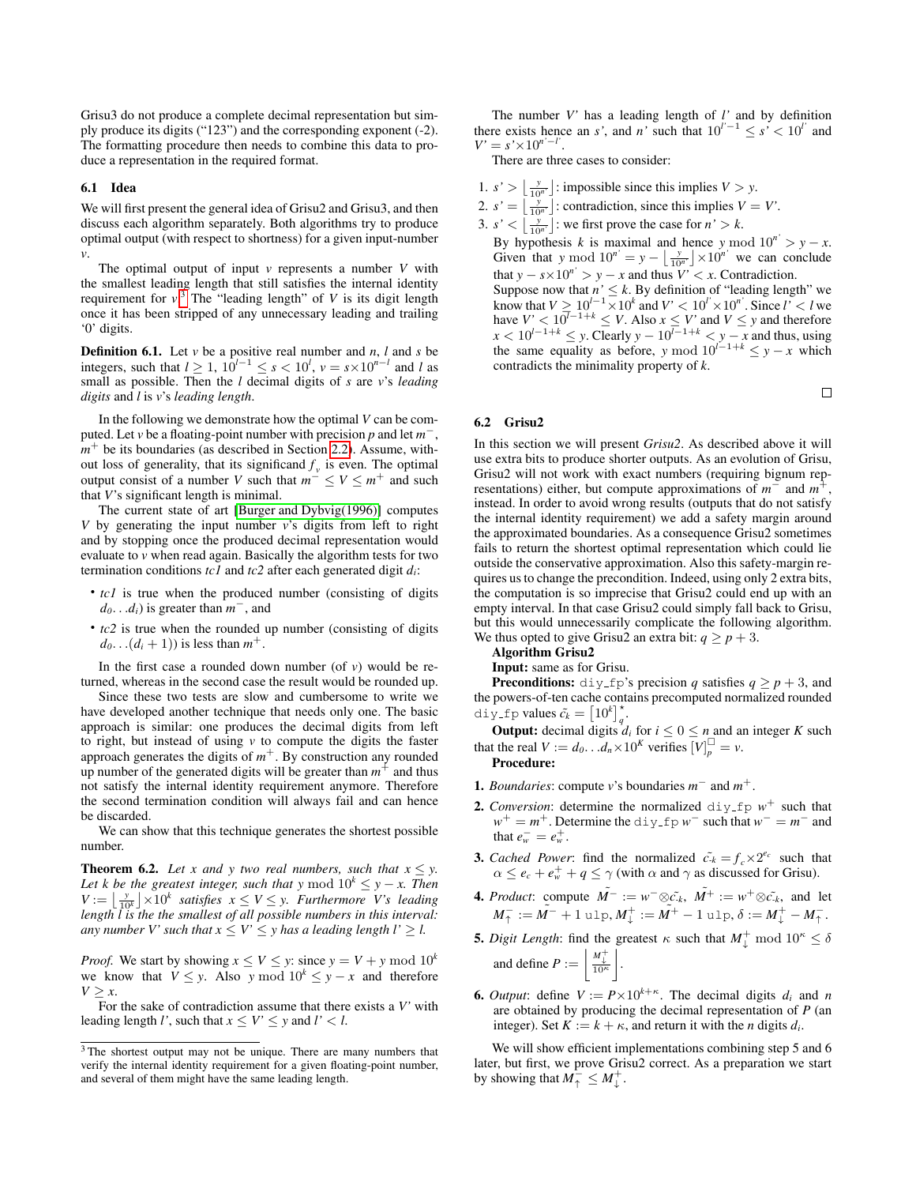Grisu3 do not produce a complete decimal representation but simply produce its digits ("123") and the corresponding exponent (-2). The formatting procedure then needs to combine this data to produce a representation in the required format.

### 6.1 Idea

We will first present the general idea of Grisu2 and Grisu3, and then discuss each algorithm separately. Both algorithms try to produce optimal output (with respect to shortness) for a given input-number $v$.

The optimal output of input $v$ represents a number $V$ with the smallest leading length that still satisfies the internal identity requirement for $v$.[3] The "leading length" of $V$ is its digit length once it has been stripped of any unnecessary leading and trailing '0' digits.

**Definition 6.1.** Let $v$ be a positive real number and $n$, $l$ and $s$ be integers, such that $l \geq 1$, $10^{l-1} \leq s < 10^l$, $v = s \times 10^{n-l}$ and $l$ as small as possible. Then the $l$ decimal digits of $s$ are $v$'s *leading digits* and $l$ is $v$'s *leading length*.

In the following we demonstrate how the optimal $V$ can be computed. Let $v$ be a floating-point number with precision $p$ and let $m^-$, $m^+$ be its boundaries (as described in Section 2.2). Assume, without loss of generality, that its significand $f_v$ is even. The optimal output consist of a number $V$ such that $m^- \leq V \leq m^+$ and such that $V$'s significant length is minimal.

The current state of art [Burger and Dybvig(1996)] computes $V$ by generating the input number $v$'s digits from left to right and by stopping once the produced decimal representation would evaluate to $v$ when read again. Basically the algorithm tests for two termination conditions *tc1* and *tc2* after each generated digit $d_i$:

- *tc1* is true when the produced number (consisting of digits $d_0 \ldots d_i$) is greater than $m^-$, and
- *tc2* is true when the rounded up number (consisting of digits $d_0 \ldots (d_i + 1)$) is less than $m^+$.

In the first case a rounded down number (of $v$) would be returned, whereas in the second case the result would be rounded up.

Since these two tests are slow and cumbersome to write we have developed another technique that needs only one. The basic approach is similar: one produces the decimal digits from left to right, but instead of using $v$ to compute the digits the faster approach generates the digits of $m^+$. By construction any rounded up number of the generated digits will be greater than $m^+$ and thus not satisfy the internal identity requirement anymore. Therefore the second termination condition will always fail and can hence be discarded.

We can show that this technique generates the shortest possible number.

**Theorem 6.2.** *Let $x$ and $y$ two real numbers, such that $x \leq y$. Let $k$ be the greatest integer, such that $y \bmod 10^k \leq y - x$. Then $V := \left\lfloor \frac{y}{10^k} \right\rfloor \times 10^k$ satisfies $x \leq V \leq y$. Furthermore $V$'s leading length $l$ is the smallest of all possible numbers in this interval: any number $V'$ such that $x \leq V' \leq y$ has a leading length $l' \geq l$.*

*Proof.* We start by showing $x \leq V \leq y$: since $y = V + y \bmod 10^k$ we know that $V \leq y$. Also $y \bmod 10^k \leq y - x$ and therefore $V \geq x$.

For the sake of contradiction assume that there exists a $V'$ with leading length $l'$, such that $x \leq V' \leq y$ and $l' < l$.

The number $V'$ has a leading length of $l'$ and by definition there exists hence an $s'$, and $n'$ such that $10^{l'-1} \leq s' < 10^{l'}$ and $V' = s' \times 10^{n'-l'}$.

There are three cases to consider:

1. $s' > \left\lfloor \frac{y}{10^{n'}} \right\rfloor$: impossible since this implies $V > y$.
2. $s' = \left\lfloor \frac{y}{10^{n'}} \right\rfloor$: contradiction, since this implies $V = V'$.
3. $s' < \left\lfloor \frac{y}{10^{n'}} \right\rfloor$: we first prove the case for $n' > k$.

   By hypothesis $k$ is maximal and hence $y \bmod 10^{n'} > y - x$. Given that $y \bmod 10^{n'} = y - \left\lfloor \frac{y}{10^{n'}} \right\rfloor \times 10^{n'}$ we can conclude that $y - s \times 10^{n'} > y - x$ and thus $V' < x$. Contradiction.

   Suppose now that $n' \leq k$. By definition of "leading length" we know that $V \geq 10^{l-1} \times 10^k$ and $V' < 10^{l'} \times 10^{n'}$. Since $l' < l$ we have $V' < 10^{l-1+k} \leq V$. Also $x \leq V'$ and $V \leq y$ and therefore $x < 10^{l-1+k} \leq y$. Clearly $y - 10^{l-1+k} < y - x$ and thus, using the same equality as before, $y \bmod 10^{l-1+k} \leq y - x$ which contradicts the minimality property of $k$.

□

### 6.2 Grisu2

In this section we will present *Grisu2*. As described above it will use extra bits to produce shorter outputs. As an evolution of Grisu, Grisu2 will not work with exact numbers (requiring bignum representations) either, but compute approximations of $m^-$ and $m^+$, instead. In order to avoid wrong results (outputs that do not satisfy the internal identity requirement) we add a safety margin around the approximated boundaries. As a consequence Grisu2 sometimes fails to return the shortest optimal representation which could lie outside the conservative approximation. Also this safety-margin requires us to change the precondition. Indeed, using only 2 extra bits, the computation is so imprecise that Grisu2 could end up with an empty interval. In that case Grisu2 could simply fall back to Grisu, but this would unnecessarily complicate the following algorithm. We thus opted to give Grisu2 an extra bit: $q \geq p + 3$.

**Algorithm Grisu2**

**Input:** same as for Grisu.

**Preconditions:** `diy_fp`'s precision $q$ satisfies $q \geq p + 3$, and the powers-of-ten cache contains precomputed normalized rounded `diy_fp` values $\tilde{c}_k = \left[10^k\right]^{\star}_q$.

**Output:** decimal digits $d_i$ for $i \leq 0 \leq n$ and an integer $K$ such that the real $V := d_0 \ldots d_n \times 10^K$ verifies $[V]^{\square}_p = v$.

**Procedure:**

1. *Boundaries*: compute $v$'s boundaries $m^-$ and $m^+$.
2. *Conversion*: determine the normalized `diy_fp` $w^+$ such that $w^+ = m^+$. Determine the `diy_fp` $w^-$ such that $w^- = m^-$ and that $e^-_w = e^+_w$.
3. *Cached Power*: find the normalized $\tilde{c}_{-k} = f_c \times 2^{e_c}$ such that $\alpha \leq e_c + e^+_w + q \leq \gamma$ (with $\alpha$ and $\gamma$ as discussed for Grisu).
4. *Product*: compute $\tilde{M^-} := w^- \tilde{\otimes} \tilde{c}_{-k}$, $\tilde{M^+} := w^+ \tilde{\otimes} \tilde{c}_{-k}$, and let $M^-_{\uparrow} := \tilde{M^-} + 1\ \mathtt{ulp}$, $M^+_{\downarrow} := \tilde{M^+} - 1\ \mathtt{ulp}$, $\delta := M^+_{\downarrow} - M^-_{\uparrow}$.
5. *Digit Length*: find the greatest $\kappa$ such that $M^+_{\downarrow} \bmod 10^{\kappa} \leq \delta$ and define $P := \left\lfloor \frac{M^+_{\downarrow}}{10^{\kappa}} \right\rfloor$.
6. *Output*: define $V := P \times 10^{k+\kappa}$. The decimal digits $d_i$ and $n$ are obtained by producing the decimal representation of $P$ (an integer). Set $K := k + \kappa$, and return it with the $n$ digits $d_i$.

We will show efficient implementations combining step 5 and 6 later, but first, we prove Grisu2 correct. As a preparation we start by showing that $M^-_{\uparrow} \leq M^+_{\downarrow}$.

[3] The shortest output may not be unique. There are many numbers that verify the internal identity requirement for a given floating-point number, and several of them might have the same leading length.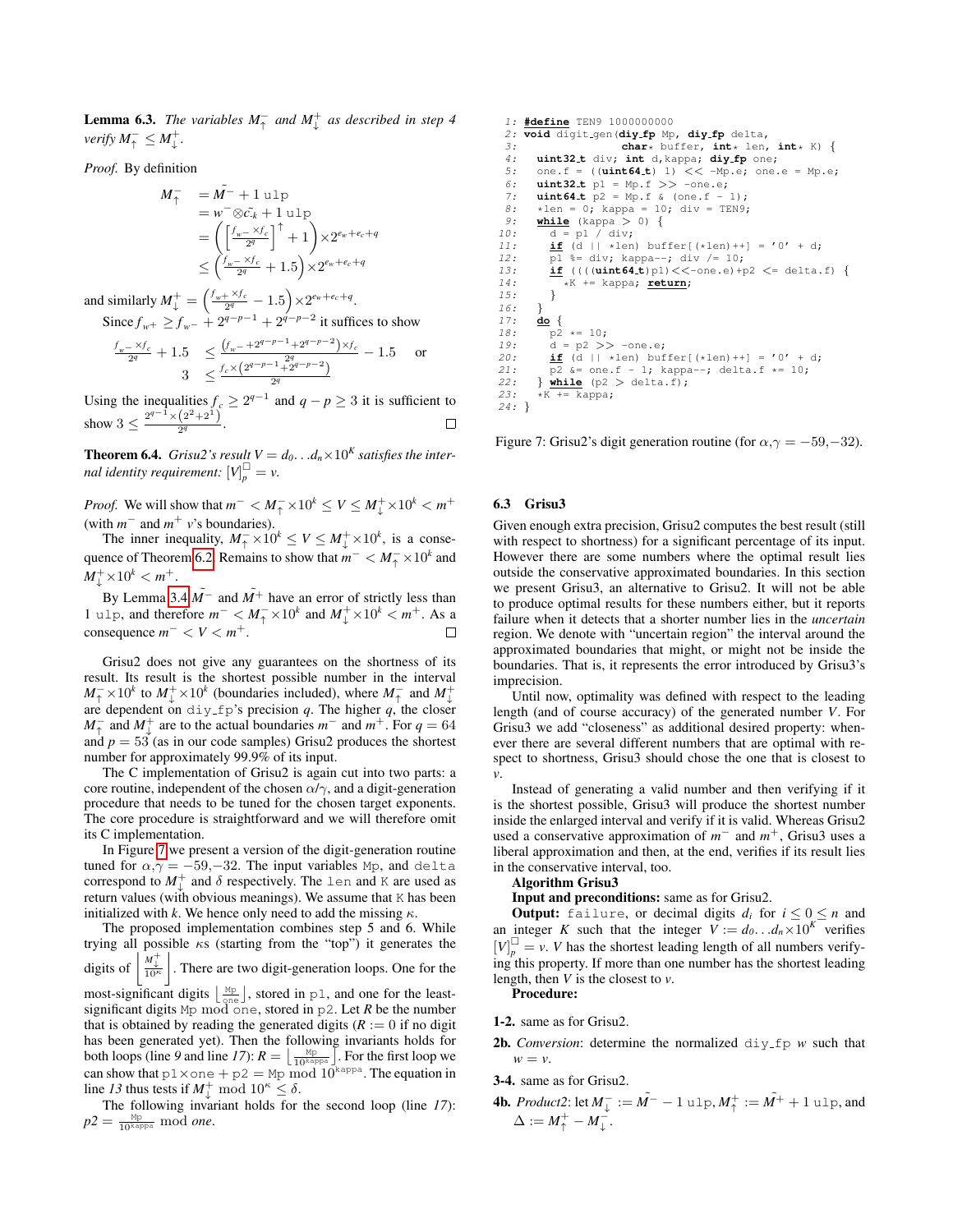**Lemma 6.3.** *The variables $M_\uparrow^-$ and $M_\downarrow^+$ as described in step 4 verify $M_\uparrow^- \le M_\downarrow^+$.*

*Proof.* By definition

$$
\begin{aligned}
M_\uparrow^- &= \tilde{M^-} + 1\,\texttt{ulp} \\
&= w^- \otimes \tilde{c_k} + 1\,\texttt{ulp} \\
&= \left( \left[ \frac{f_{w^-} \times f_c}{2^q} \right]^\uparrow + 1 \right) \times 2^{e_w + e_c + q} \\
&\le \left( \frac{f_{w^-} \times f_c}{2^q} + 1.5 \right) \times 2^{e_w + e_c + q}
\end{aligned}
$$

and similarly $M_\downarrow^+ = \left( \frac{f_{w^+} \times f_c}{2^q} - 1.5 \right) \times 2^{e_w + e_c + q}$.

Since $f_{w^+} \ge f_{w^-} + 2^{q-p-1} + 2^{q-p-2}$ it suffices to show

$$
\begin{aligned}
\frac{f_{w^-} \times f_c}{2^q} + 1.5 &\le \frac{\left(f_{w^-} + 2^{q-p-1} + 2^{q-p-2}\right) \times f_c}{2^q} - 1.5 \quad \text{or} \\
3 &\le \frac{f_c \times \left(2^{q-p-1} + 2^{q-p-2}\right)}{2^q}
\end{aligned}
$$

Using the inequalities $f_c \ge 2^{q-1}$ and $q - p \ge 3$ it is sufficient to show $3 \le \frac{2^{q-1} \times (2^2 + 2^1)}{2^q}$. ☐

**Theorem 6.4.** *Grisu2's result $V = d_0 \ldots d_n \times 10^K$ satisfies the internal identity requirement: $[V]_p^\square = v$.*

*Proof.* We will show that $m^- < M_\uparrow^- \times 10^k \le V \le M_\downarrow^+ \times 10^k < m^+$ (with $m^-$ and $m^+$ $v$'s boundaries).

The inner inequality, $M_\uparrow^- \times 10^k \le V \le M_\downarrow^+ \times 10^k$, is a consequence of Theorem 6.2. Remains to show that $m^- < M_\uparrow^- \times 10^k$ and $M_\downarrow^+ \times 10^k < m^+$.

By Lemma 3.4 $\tilde{M^-}$ and $\tilde{M^+}$ have an error of strictly less than 1 `ulp`, and therefore $m^- < M_\uparrow^- \times 10^k$ and $M_\downarrow^+ \times 10^k < m^+$. As a consequence $m^- < V < m^+$. ☐

Grisu2 does not give any guarantees on the shortness of its result. Its result is the shortest possible number in the interval $M_\uparrow^- \times 10^k$ to $M_\downarrow^+ \times 10^k$ (boundaries included), where $M_\uparrow^-$ and $M_\downarrow^+$ are dependent on `diy_fp`'s precision $q$. The higher $q$, the closer $M_\uparrow^-$ and $M_\downarrow^+$ are to the actual boundaries $m^-$ and $m^+$. For $q = 64$ and $p = 53$ (as in our code samples) Grisu2 produces the shortest number for approximately 99.9% of its input.

The C implementation of Grisu2 is again cut into two parts: a core routine, independent of the chosen $\alpha/\gamma$, and a digit-generation procedure that needs to be tuned for the chosen target exponents. The core procedure is straightforward and we will therefore omit its C implementation.

In Figure 7 we present a version of the digit-generation routine tuned for $\alpha,\gamma = -59,-32$. The input variables `Mp`, and `delta` correspond to $M_\downarrow^+$ and $\delta$ respectively. The `len` and `K` are used as return values (with obvious meanings). We assume that `K` has been initialized with $k$. We hence only need to add the missing $\kappa$.

The proposed implementation combines step 5 and 6. While trying all possible $\kappa$s (starting from the "top") it generates the digits of $\left\lfloor \frac{M_\downarrow^+}{10^\kappa} \right\rfloor$. There are two digit-generation loops. One for the most-significant digits $\left\lfloor \frac{\texttt{Mp}}{\texttt{one}} \right\rfloor$, stored in `p1`, and one for the least-significant digits `Mp` mod `one`, stored in `p2`. Let $R$ be the number that is obtained by reading the generated digits ($R := 0$ if no digit has been generated yet). Then the following invariants holds for both loops (line *9* and line *17*): $R = \left\lfloor \frac{\texttt{Mp}}{10^{\texttt{kappa}}} \right\rfloor$. For the first loop we can show that $\texttt{p1} \times \texttt{one} + \texttt{p2} = \texttt{Mp} \bmod 10^{\texttt{kappa}}$. The equation in line *13* thus tests if $M_\downarrow^+ \bmod 10^\kappa \le \delta$.

The following invariant holds for the second loop (line *17*): $p2 = \frac{\texttt{Mp}}{10^{\texttt{kappa}}} \bmod one$.

```
 1: #define TEN9 1000000000
 2: void digit_gen(diy_fp Mp, diy_fp delta,
 3:                char* buffer, int* len, int* K) {
 4:   uint32_t div; int d,kappa; diy_fp one;
 5:   one.f = ((uint64_t) 1) << -Mp.e; one.e = Mp.e;
 6:   uint32_t p1 = Mp.f >> -one.e;
 7:   uint64_t p2 = Mp.f & (one.f - 1);
 8:   *len = 0; kappa = 10; div = TEN9;
 9:   while (kappa > 0) {
10:     d = p1 / div;
11:     if (d || *len) buffer[(*len)++] = '0' + d;
12:     p1 %= div; kappa--; div /= 10;
13:     if ((((uint64_t)p1)<<-one.e)+p2 <= delta.f) {
14:       *K += kappa; return;
15:     }
16:   }
17:   do {
18:     p2 *= 10;
19:     d = p2 >> -one.e;
20:     if (d || *len) buffer[(*len)++] = '0' + d;
21:     p2 &= one.f - 1; kappa--; delta.f *= 10;
22:   } while (p2 > delta.f);
23:   *K += kappa;
24: }
```

Figure 7: Grisu2's digit generation routine (for $\alpha,\gamma = -59,-32$).

### 6.3 Grisu3

Given enough extra precision, Grisu2 computes the best result (still with respect to shortness) for a significant percentage of its input. However there are some numbers where the optimal result lies outside the conservative approximated boundaries. In this section we present Grisu3, an alternative to Grisu2. It will not be able to produce optimal results for these numbers either, but it reports failure when it detects that a shorter number lies in the *uncertain* region. We denote with "uncertain region" the interval around the approximated boundaries that might, or might not be inside the boundaries. That is, it represents the error introduced by Grisu3's imprecision.

Until now, optimality was defined with respect to the leading length (and of course accuracy) of the generated number $V$. For Grisu3 we add "closeness" as additional desired property: whenever there are several different numbers that are optimal with respect to shortness, Grisu3 should chose the one that is closest to $v$.

Instead of generating a valid number and then verifying if it is the shortest possible, Grisu3 will produce the shortest number inside the enlarged interval and verify if it is valid. Whereas Grisu2 used a conservative approximation of $m^-$ and $m^+$, Grisu3 uses a liberal approximation and then, at the end, verifies if its result lies in the conservative interval, too.

**Algorithm Grisu3**

**Input and preconditions:** same as for Grisu2.

**Output:** `failure`, or decimal digits $d_i$ for $i \le 0 \le n$ and an integer $K$ such that the integer $V := d_0 \ldots d_n \times 10^K$ verifies $[V]_p^\square = v$. $V$ has the shortest leading length of all numbers verifying this property. If more than one number has the shortest leading length, then $V$ is the closest to $v$.

**Procedure:**

**1-2.** same as for Grisu2.

**2b.** *Conversion*: determine the normalized `diy_fp` $w$ such that $w = v$.

**3-4.** same as for Grisu2.

**4b.** *Product2*: let $M_\downarrow^- := \tilde{M^-} - 1\,\texttt{ulp}$, $M_\uparrow^+ := \tilde{M^+} + 1\,\texttt{ulp}$, and $\Delta := M_\uparrow^+ - M_\downarrow^-$.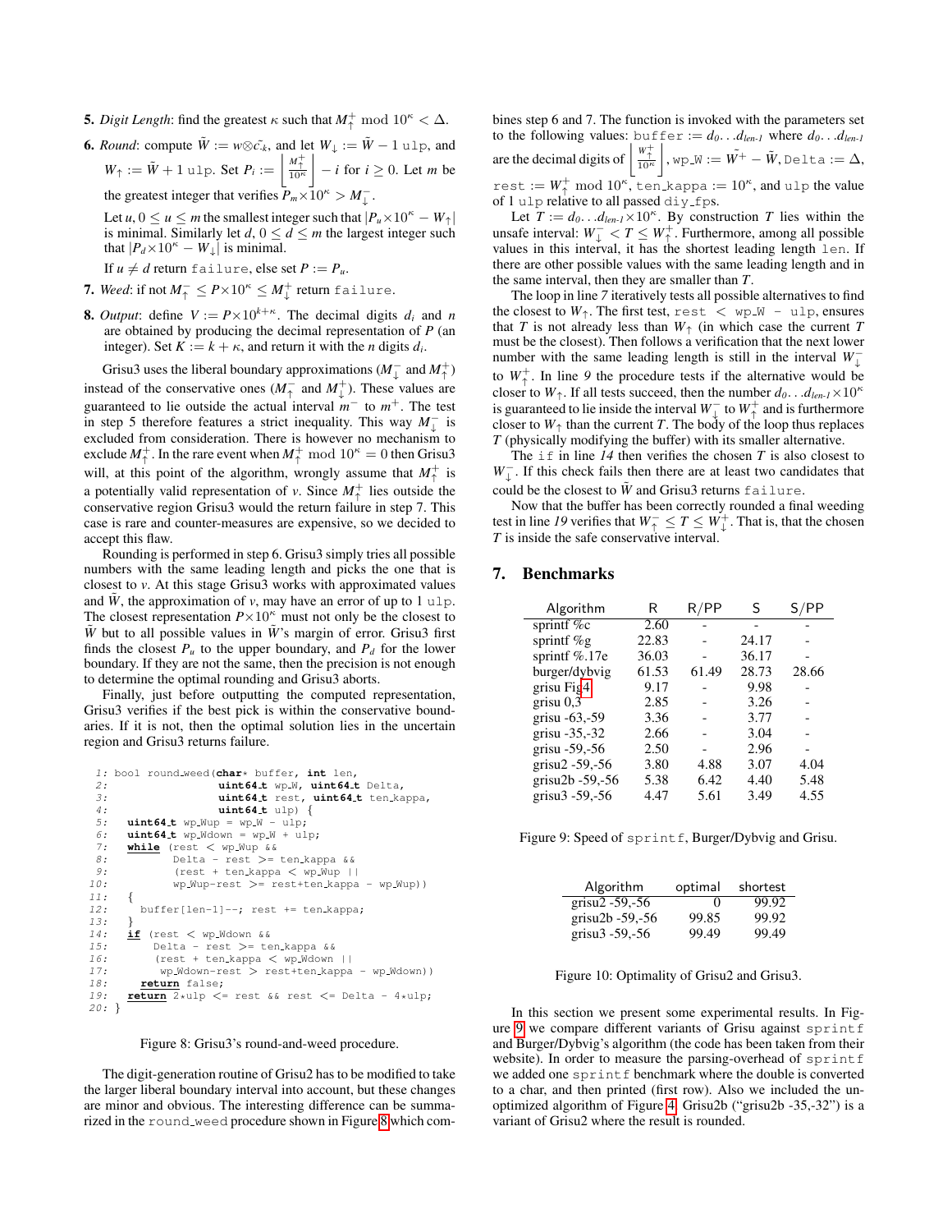5. *Digit Length*: find the greatest $\kappa$ such that $M_\uparrow^+ \bmod 10^\kappa < \Delta$.

6. *Round*: compute $\tilde{W} := w \otimes \tilde{c}_{-k}$, and let $W_\downarrow := \tilde{W} - 1$ `ulp`, and $W_\uparrow := \tilde{W} + 1$ `ulp`. Set $P_i := \left\lfloor \frac{M_\uparrow^+}{10^\kappa} \right\rfloor - i$ for $i \geq 0$. Let $m$ be the greatest integer that verifies $P_m \times 10^\kappa > M_\downarrow^-$.

   Let $u$, $0 \leq u \leq m$ the smallest integer such that $|P_u \times 10^\kappa - W_\uparrow|$ is minimal. Similarly let $d$, $0 \leq d \leq m$ the largest integer such that $|P_d \times 10^\kappa - W_\downarrow|$ is minimal.

   If $u \neq d$ return `failure`, else set $P := P_u$.

7. *Weed*: if not $M_\uparrow^- \leq P \times 10^\kappa \leq M_\downarrow^+$ return `failure`.

8. *Output*: define $V := P \times 10^{k+\kappa}$. The decimal digits $d_i$ and $n$ are obtained by producing the decimal representation of $P$ (an integer). Set $K := k + \kappa$, and return it with the $n$ digits $d_i$.

Grisu3 uses the liberal boundary approximations ($M_\downarrow^-$ and $M_\uparrow^+$) instead of the conservative ones ($M_\uparrow^-$ and $M_\downarrow^+$). These values are guaranteed to lie outside the actual interval $m^-$ to $m^+$. The test in step 5 therefore features a strict inequality. This way $M_\downarrow^-$ is excluded from consideration. There is however no mechanism to exclude $M_\uparrow^+$. In the rare event when $M_\uparrow^+ \bmod 10^\kappa = 0$ then Grisu3 will, at this point of the algorithm, wrongly assume that $M_\uparrow^+$ is a potentially valid representation of $v$. Since $M_\uparrow^+$ lies outside the conservative region Grisu3 would the return failure in step 7. This case is rare and counter-measures are expensive, so we decided to accept this flaw.

Rounding is performed in step 6. Grisu3 simply tries all possible numbers with the same leading length and picks the one that is closest to $v$. At this stage Grisu3 works with approximated values and $\tilde{W}$, the approximation of $v$, may have an error of up to 1 `ulp`. The closest representation $P \times 10^\kappa$ must not only be the closest to $\tilde{W}$ but to all possible values in $\tilde{W}$'s margin of error. Grisu3 first finds the closest $P_u$ to the upper boundary, and $P_d$ for the lower boundary. If they are not the same, then the precision is not enough to determine the optimal rounding and Grisu3 aborts.

Finally, just before outputting the computed representation, Grisu3 verifies if the best pick is within the conservative boundaries. If it is not, then the optimal solution lies in the uncertain region and Grisu3 returns failure.

```
1: bool round_weed(char* buffer, int len,
2:                 uint64_t wp_W, uint64_t Delta,
3:                 uint64_t rest, uint64_t ten_kappa,
4:                 uint64_t ulp) {
5:   uint64_t wp_Wup = wp_W - ulp;
6:   uint64_t wp_Wdown = wp_W + ulp;
7:   while (rest < wp_Wup &&
8:          Delta - rest >= ten_kappa &&
9:          (rest + ten_kappa < wp_Wup ||
10:          wp_Wup-rest >= rest+ten_kappa - wp_Wup))
11:  {
12:    buffer[len-1]--; rest += ten_kappa;
13:  }
14:  if (rest < wp_Wdown &&
15:      Delta - rest >= ten_kappa &&
16:      (rest + ten_kappa < wp_Wdown ||
17:       wp_Wdown-rest > rest+ten_kappa - wp_Wdown))
18:    return false;
19:  return 2*ulp <= rest && rest <= Delta - 4*ulp;
20: }
```

Figure 8: Grisu3's round-and-weed procedure.

The digit-generation routine of Grisu2 has to be modified to take the larger liberal boundary interval into account, but these changes are minor and obvious. The interesting difference can be summarized in the `round_weed` procedure shown in Figure 8 which combines step 6 and 7. The function is invoked with the parameters set to the following values: `buffer` $:= d_0 \ldots d_{len-1}$ where $d_0 \ldots d_{len-1}$ are the decimal digits of $\left\lfloor \frac{W_\uparrow^+}{10^\kappa} \right\rfloor$, `wp_W` $:= W^+ - \tilde{W}$, `Delta` $:= \Delta$, `rest` $:= W_\uparrow^+ \bmod 10^\kappa$, `ten_kappa` $:= 10^\kappa$, and `ulp` the value of 1 `ulp` relative to all passed `diy_fps`.

Let $T := d_0 \ldots d_{len-1} \times 10^\kappa$. By construction $T$ lies within the unsafe interval: $W_\downarrow^- < T \leq W_\uparrow^+$. Furthermore, among all possible values in this interval, it has the shortest leading length `len`. If there are other possible values with the same leading length and in the same interval, then they are smaller than $T$.

The loop in line *7* iteratively tests all possible alternatives to find the closest to $W_\uparrow$. The first test, `rest < wp_W - ulp`, ensures that $T$ is not already less than $W_\uparrow$ (in which case the current $T$ must be the closest). Then follows a verification that the next lower number with the same leading length is still in the interval $W_\downarrow^-$ to $W_\uparrow^+$. In line *9* the procedure tests if the alternative would be closer to $W_\uparrow$. If all tests succeed, then the number $d_0 \ldots d_{len-1} \times 10^\kappa$ is guaranteed to lie inside the interval $W_\downarrow^-$ to $W_\uparrow^+$ and is furthermore closer to $W_\uparrow$ than the current $T$. The body of the loop thus replaces $T$ (physically modifying the buffer) with its smaller alternative.

The `if` in line *14* then verifies the chosen $T$ is also closest to $W_\downarrow^-$. If this check fails then there are at least two candidates that could be the closest to $\tilde{W}$ and Grisu3 returns `failure`.

Now that the buffer has been correctly rounded a final weeding test in line *19* verifies that $W_\downarrow^- \leq T \leq W_\uparrow^+$. That is, that the chosen $T$ is inside the safe conservative interval.

## 7. Benchmarks

| Algorithm | R | R/PP | S | S/PP |
|---|---|---|---|---|
| sprintf %c | 2.60 | - | - | - |
| sprintf %g | 22.83 | - | 24.17 | - |
| sprintf %.17e | 36.03 | - | 36.17 | - |
| burger/dybvig | 61.53 | 61.49 | 28.73 | 28.66 |
| grisu Fig4 | 9.17 | - | 9.98 | - |
| grisu 0,3 | 2.85 | - | 3.26 | - |
| grisu -63,-59 | 3.36 | - | 3.77 | - |
| grisu -35,-32 | 2.66 | - | 3.04 | - |
| grisu -59,-56 | 2.50 | - | 2.96 | - |
| grisu2 -59,-56 | 3.80 | 4.88 | 3.07 | 4.04 |
| grisu2b -59,-56 | 5.38 | 6.42 | 4.40 | 5.48 |
| grisu3 -59,-56 | 4.47 | 5.61 | 3.49 | 4.55 |

Figure 9: Speed of `sprintf`, Burger/Dybvig and Grisu.

| Algorithm | optimal | shortest |
|---|---|---|
| grisu2 -59,-56 | 0 | 99.92 |
| grisu2b -59,-56 | 99.85 | 99.92 |
| grisu3 -59,-56 | 99.49 | 99.49 |

Figure 10: Optimality of Grisu2 and Grisu3.

In this section we present some experimental results. In Figure 9 we compare different variants of Grisu against `sprintf` and Burger/Dybvig's algorithm (the code has been taken from their website). In order to measure the parsing-overhead of `sprintf` we added one `sprintf` benchmark where the double is converted to a char, and then printed (first row). Also we included the unoptimized algorithm of Figure 4. Grisu2b ("grisu2b -35,-32") is a variant of Grisu2 where the result is rounded.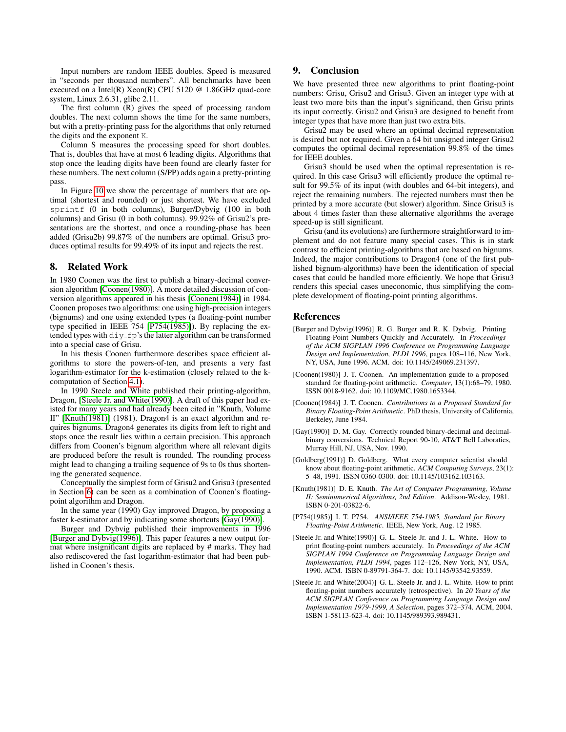Input numbers are random IEEE doubles. Speed is measured in "seconds per thousand numbers". All benchmarks have been executed on a Intel(R) Xeon(R) CPU 5120 @ 1.86GHz quad-core system, Linux 2.6.31, glibc 2.11.

The first column (R) gives the speed of processing random doubles. The next column shows the time for the same numbers, but with a pretty-printing pass for the algorithms that only returned the digits and the exponent `K`.

Column S measures the processing speed for short doubles. That is, doubles that have at most 6 leading digits. Algorithms that stop once the leading digits have been found are clearly faster for these numbers. The next column (S/PP) adds again a pretty-printing pass.

In Figure 10 we show the percentage of numbers that are optimal (shortest and rounded) or just shortest. We have excluded `sprintf` (0 in both columns), Burger/Dybvig (100 in both columns) and Grisu (0 in both columns). 99.92% of Grisu2's presentations are the shortest, and once a rounding-phase has been added (Grisu2b) 99.87% of the numbers are optimal. Grisu3 produces optimal results for 99.49% of its input and rejects the rest.

## 8. Related Work

In 1980 Coonen was the first to publish a binary-decimal conversion algorithm [Coonen(1980)]. A more detailed discussion of conversion algorithms appeared in his thesis [Coonen(1984)] in 1984. Coonen proposes two algorithms: one using high-precision integers (bignums) and one using extended types (a floating-point number type specified in IEEE 754 [P754(1985)]). By replacing the extended types with `diy_fp`'s the latter algorithm can be transformed into a special case of Grisu.

In his thesis Coonen furthermore describes space efficient algorithms to store the powers-of-ten, and presents a very fast logarithm-estimator for the k-estimation (closely related to the k-computation of Section 4.1).

In 1990 Steele and White published their printing-algorithm, Dragon, [Steele Jr. and White(1990)]. A draft of this paper had existed for many years and had already been cited in "Knuth, Volume II" [Knuth(1981)] (1981). Dragon4 is an exact algorithm and requires bignums. Dragon4 generates its digits from left to right and stops once the result lies within a certain precision. This approach differs from Coonen's bignum algorithm where all relevant digits are produced before the result is rounded. The rounding process might lead to changing a trailing sequence of 9s to 0s thus shortening the generated sequence.

Conceptually the simplest form of Grisu2 and Grisu3 (presented in Section 6) can be seen as a combination of Coonen's floating-point algorithm and Dragon.

In the same year (1990) Gay improved Dragon, by proposing a faster k-estimator and by indicating some shortcuts [Gay(1990)].

Burger and Dybvig published their improvements in 1996 [Burger and Dybvig(1996)]. This paper features a new output format where insignificant digits are replaced by # marks. They had also rediscovered the fast logarithm-estimator that had been published in Coonen's thesis.

## 9. Conclusion

We have presented three new algorithms to print floating-point numbers: Grisu, Grisu2 and Grisu3. Given an integer type with at least two more bits than the input's significand, then Grisu prints its input correctly. Grisu2 and Grisu3 are designed to benefit from integer types that have more than just two extra bits.

Grisu2 may be used where an optimal decimal representation is desired but not required. Given a 64 bit unsigned integer Grisu2 computes the optimal decimal representation 99.8% of the times for IEEE doubles.

Grisu3 should be used when the optimal representation is required. In this case Grisu3 will efficiently produce the optimal result for 99.5% of its input (with doubles and 64-bit integers), and reject the remaining numbers. The rejected numbers must then be printed by a more accurate (but slower) algorithm. Since Grisu3 is about 4 times faster than these alternative algorithms the average speed-up is still significant.

Grisu (and its evolutions) are furthermore straightforward to implement and do not feature many special cases. This is in stark contrast to efficient printing-algorithms that are based on bignums. Indeed, the major contributions to Dragon4 (one of the first published bignum-algorithms) have been the identification of special cases that could be handled more efficiently. We hope that Grisu3 renders this special cases uneconomic, thus simplifying the complete development of floating-point printing algorithms.

## References

[Burger and Dybvig(1996)] R. G. Burger and R. K. Dybvig. Printing Floating-Point Numbers Quickly and Accurately. In *Proceedings of the ACM SIGPLAN 1996 Conference on Programming Language Design and Implementation, PLDI 1996*, pages 108–116, New York, NY, USA, June 1996. ACM. doi: 10.1145/249069.231397.

[Coonen(1980)] J. T. Coonen. An implementation guide to a proposed standard for floating-point arithmetic. *Computer*, 13(1):68–79, 1980. ISSN 0018-9162. doi: 10.1109/MC.1980.1653344.

[Coonen(1984)] J. T. Coonen. *Contributions to a Proposed Standard for Binary Floating-Point Arithmetic*. PhD thesis, University of California, Berkeley, June 1984.

[Gay(1990)] D. M. Gay. Correctly rounded binary-decimal and decimal-binary conversions. Technical Report 90-10, AT&T Bell Laboraties, Murray Hill, NJ, USA, Nov. 1990.

[Goldberg(1991)] D. Goldberg. What every computer scientist should know about floating-point arithmetic. *ACM Computing Surveys*, 23(1): 5–48, 1991. ISSN 0360-0300. doi: 10.1145/103162.103163.

[Knuth(1981)] D. E. Knuth. *The Art of Computer Programming, Volume II: Seminumerical Algorithms, 2nd Edition*. Addison-Wesley, 1981. ISBN 0-201-03822-6.

[P754(1985)] I. T. P754. *ANSI/IEEE 754-1985, Standard for Binary Floating-Point Arithmetic*. IEEE, New York, Aug. 12 1985.

[Steele Jr. and White(1990)] G. L. Steele Jr. and J. L. White. How to print floating-point numbers accurately. In *Proceedings of the ACM SIGPLAN 1994 Conference on Programming Language Design and Implementation, PLDI 1994*, pages 112–126, New York, NY, USA, 1990. ACM. ISBN 0-89791-364-7. doi: 10.1145/93542.93559.

[Steele Jr. and White(2004)] G. L. Steele Jr. and J. L. White. How to print floating-point numbers accurately (retrospective). In *20 Years of the ACM SIGPLAN Conference on Programming Language Design and Implementation 1979-1999, A Selection*, pages 372–374. ACM, 2004. ISBN 1-58113-623-4. doi: 10.1145/989393.989431.